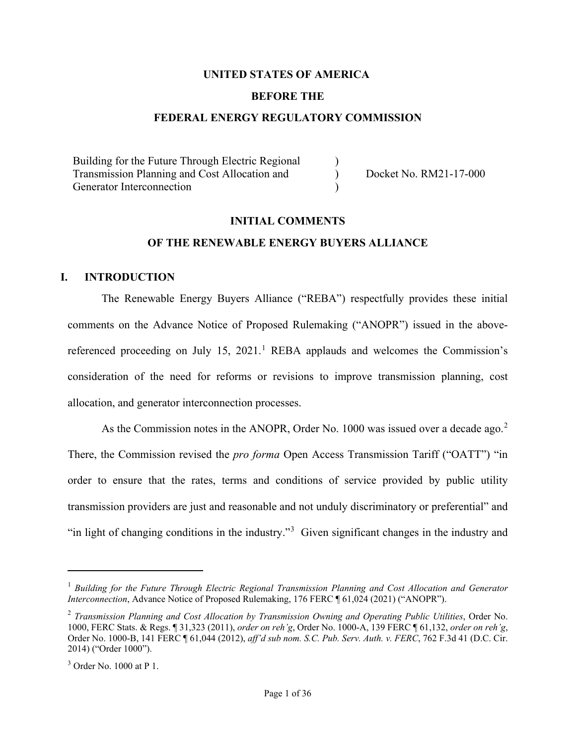**UNITED STATES OF AMERICA**

**BEFORE THE**

**FEDERAL ENERGY REGULATORY COMMISSION**

| | | |
|---|---|---|
| Building for the Future Through Electric Regional Transmission Planning and Cost Allocation and Generator Interconnection | ) ) ) | Docket No. RM21-17-000 |

**INITIAL COMMENTS**

**OF THE RENEWABLE ENERGY BUYERS ALLIANCE**

## I. INTRODUCTION

The Renewable Energy Buyers Alliance ("REBA") respectfully provides these initial comments on the Advance Notice of Proposed Rulemaking ("ANOPR") issued in the above-referenced proceeding on July 15, 2021.[1] REBA applauds and welcomes the Commission's consideration of the need for reforms or revisions to improve transmission planning, cost allocation, and generator interconnection processes.

As the Commission notes in the ANOPR, Order No. 1000 was issued over a decade ago.[2] There, the Commission revised the *pro forma* Open Access Transmission Tariff ("OATT") "in order to ensure that the rates, terms and conditions of service provided by public utility transmission providers are just and reasonable and not unduly discriminatory or preferential" and "in light of changing conditions in the industry."[3] Given significant changes in the industry and

---

[1] *Building for the Future Through Electric Regional Transmission Planning and Cost Allocation and Generator Interconnection*, Advance Notice of Proposed Rulemaking, 176 FERC ¶ 61,024 (2021) ("ANOPR").

[2] *Transmission Planning and Cost Allocation by Transmission Owning and Operating Public Utilities*, Order No. 1000, FERC Stats. & Regs. ¶ 31,323 (2011), *order on reh'g*, Order No. 1000-A, 139 FERC ¶ 61,132, *order on reh'g*, Order No. 1000-B, 141 FERC ¶ 61,044 (2012), *aff'd sub nom. S.C. Pub. Serv. Auth. v. FERC*, 762 F.3d 41 (D.C. Cir. 2014) ("Order 1000").

[3] Order No. 1000 at P 1.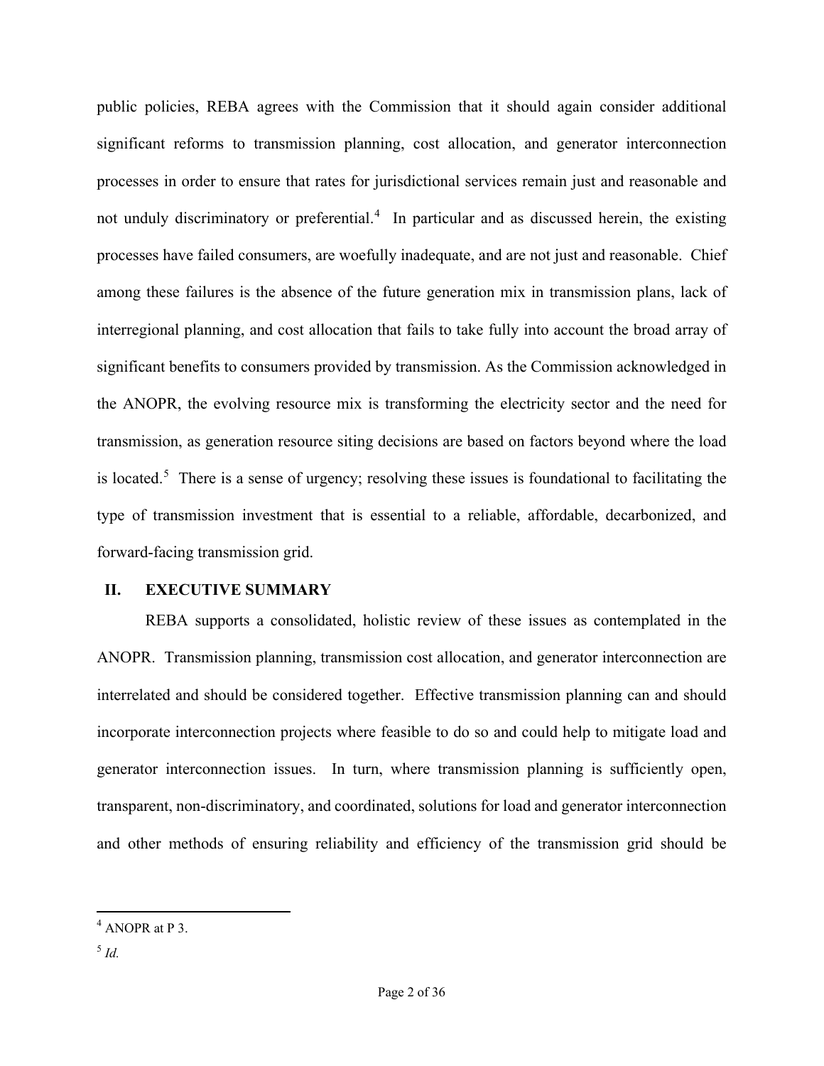public policies, REBA agrees with the Commission that it should again consider additional significant reforms to transmission planning, cost allocation, and generator interconnection processes in order to ensure that rates for jurisdictional services remain just and reasonable and not unduly discriminatory or preferential.[4] In particular and as discussed herein, the existing processes have failed consumers, are woefully inadequate, and are not just and reasonable. Chief among these failures is the absence of the future generation mix in transmission plans, lack of interregional planning, and cost allocation that fails to take fully into account the broad array of significant benefits to consumers provided by transmission. As the Commission acknowledged in the ANOPR, the evolving resource mix is transforming the electricity sector and the need for transmission, as generation resource siting decisions are based on factors beyond where the load is located.[5] There is a sense of urgency; resolving these issues is foundational to facilitating the type of transmission investment that is essential to a reliable, affordable, decarbonized, and forward-facing transmission grid.

## II. EXECUTIVE SUMMARY

REBA supports a consolidated, holistic review of these issues as contemplated in the ANOPR. Transmission planning, transmission cost allocation, and generator interconnection are interrelated and should be considered together. Effective transmission planning can and should incorporate interconnection projects where feasible to do so and could help to mitigate load and generator interconnection issues. In turn, where transmission planning is sufficiently open, transparent, non-discriminatory, and coordinated, solutions for load and generator interconnection and other methods of ensuring reliability and efficiency of the transmission grid should be

---

[4] ANOPR at P 3.

[5] *Id.*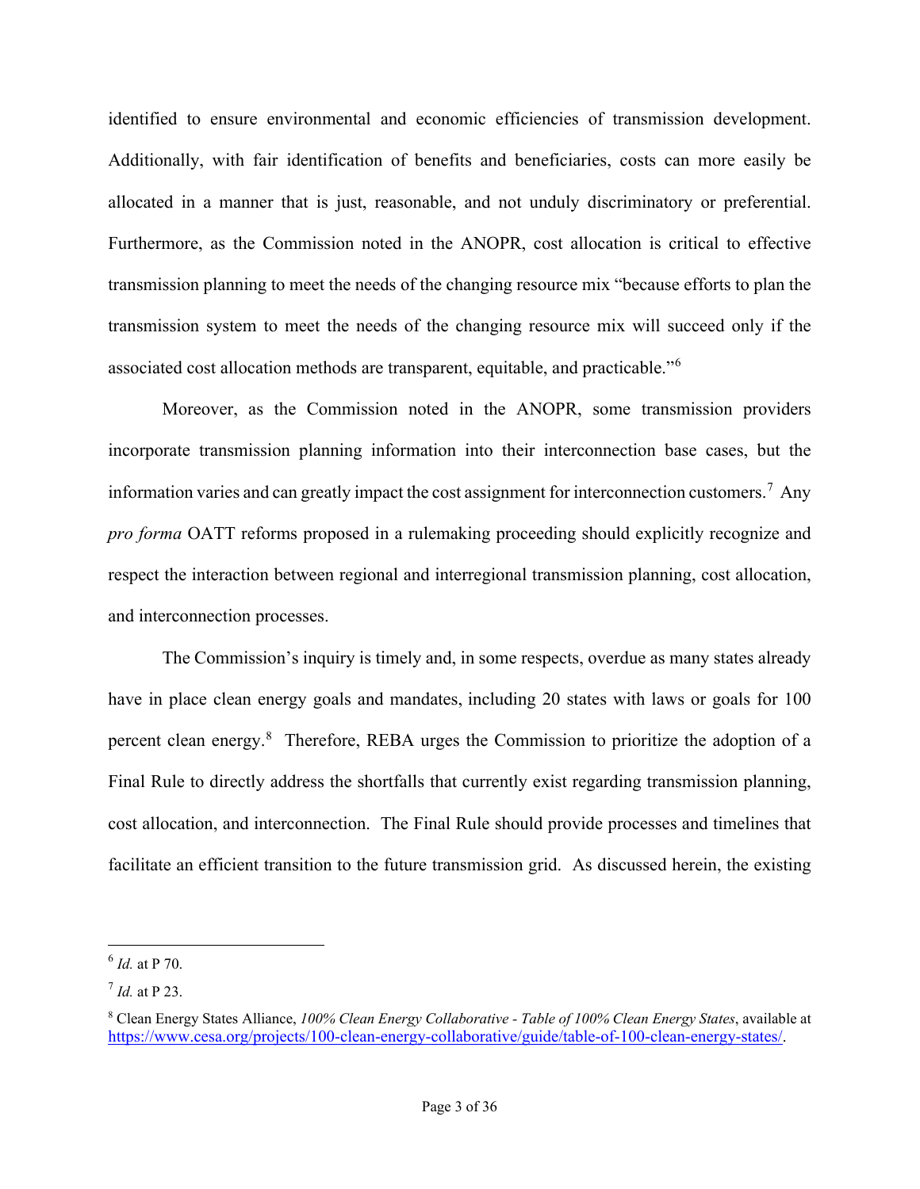identified to ensure environmental and economic efficiencies of transmission development. Additionally, with fair identification of benefits and beneficiaries, costs can more easily be allocated in a manner that is just, reasonable, and not unduly discriminatory or preferential. Furthermore, as the Commission noted in the ANOPR, cost allocation is critical to effective transmission planning to meet the needs of the changing resource mix "because efforts to plan the transmission system to meet the needs of the changing resource mix will succeed only if the associated cost allocation methods are transparent, equitable, and practicable."[6]

Moreover, as the Commission noted in the ANOPR, some transmission providers incorporate transmission planning information into their interconnection base cases, but the information varies and can greatly impact the cost assignment for interconnection customers.[7] Any *pro forma* OATT reforms proposed in a rulemaking proceeding should explicitly recognize and respect the interaction between regional and interregional transmission planning, cost allocation, and interconnection processes.

The Commission's inquiry is timely and, in some respects, overdue as many states already have in place clean energy goals and mandates, including 20 states with laws or goals for 100 percent clean energy.[8] Therefore, REBA urges the Commission to prioritize the adoption of a Final Rule to directly address the shortfalls that currently exist regarding transmission planning, cost allocation, and interconnection. The Final Rule should provide processes and timelines that facilitate an efficient transition to the future transmission grid. As discussed herein, the existing

---

[6] *Id.* at P 70.

[7] *Id.* at P 23.

[8] Clean Energy States Alliance, *100% Clean Energy Collaborative - Table of 100% Clean Energy States*, available at https://www.cesa.org/projects/100-clean-energy-collaborative/guide/table-of-100-clean-energy-states/.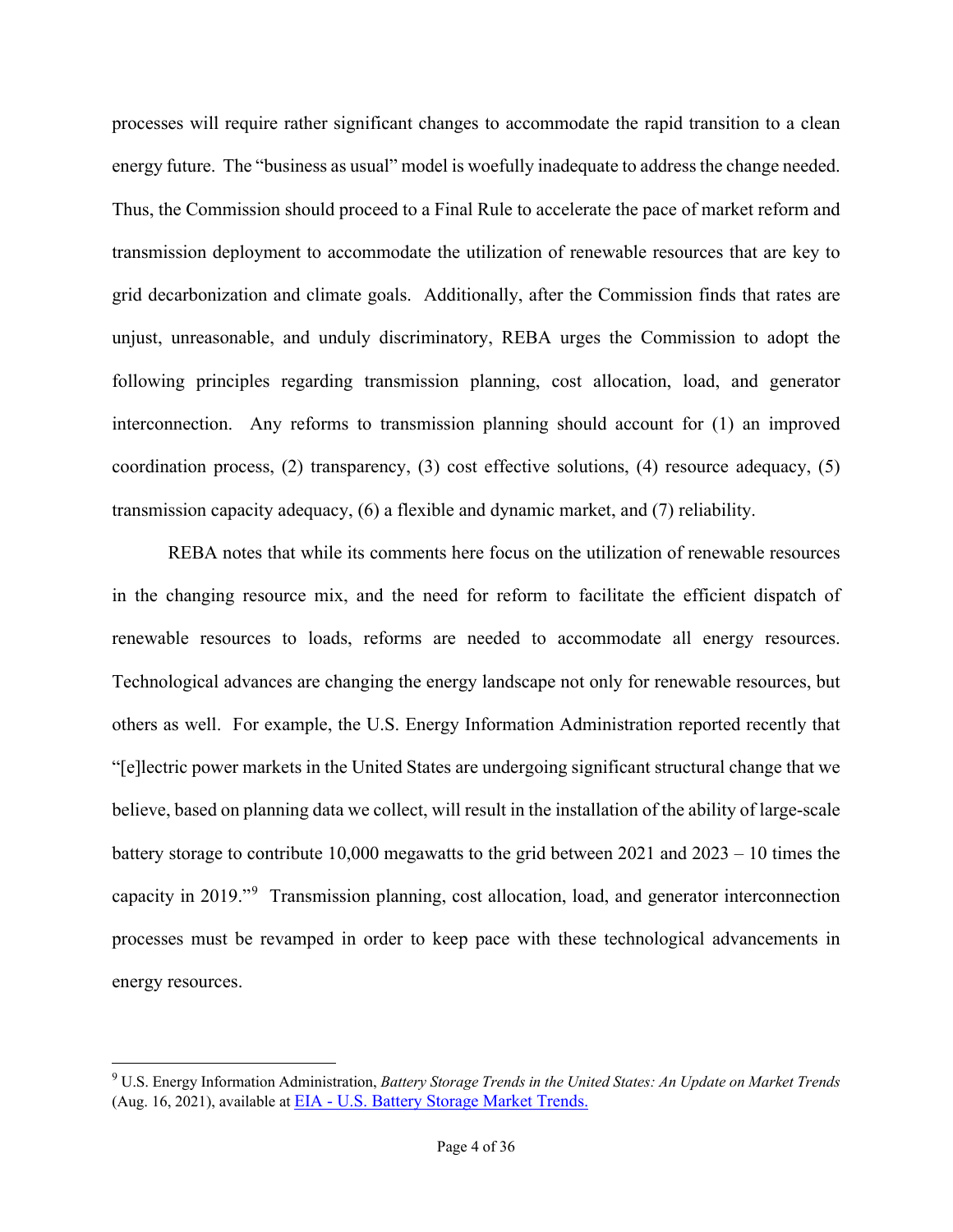processes will require rather significant changes to accommodate the rapid transition to a clean energy future. The "business as usual" model is woefully inadequate to address the change needed. Thus, the Commission should proceed to a Final Rule to accelerate the pace of market reform and transmission deployment to accommodate the utilization of renewable resources that are key to grid decarbonization and climate goals. Additionally, after the Commission finds that rates are unjust, unreasonable, and unduly discriminatory, REBA urges the Commission to adopt the following principles regarding transmission planning, cost allocation, load, and generator interconnection. Any reforms to transmission planning should account for (1) an improved coordination process, (2) transparency, (3) cost effective solutions, (4) resource adequacy, (5) transmission capacity adequacy, (6) a flexible and dynamic market, and (7) reliability.

REBA notes that while its comments here focus on the utilization of renewable resources in the changing resource mix, and the need for reform to facilitate the efficient dispatch of renewable resources to loads, reforms are needed to accommodate all energy resources. Technological advances are changing the energy landscape not only for renewable resources, but others as well. For example, the U.S. Energy Information Administration reported recently that "[e]lectric power markets in the United States are undergoing significant structural change that we believe, based on planning data we collect, will result in the installation of the ability of large-scale battery storage to contribute 10,000 megawatts to the grid between 2021 and 2023 – 10 times the capacity in 2019."[9] Transmission planning, cost allocation, load, and generator interconnection processes must be revamped in order to keep pace with these technological advancements in energy resources.

---

[9] U.S. Energy Information Administration, *Battery Storage Trends in the United States: An Update on Market Trends* (Aug. 16, 2021), available at [EIA - U.S. Battery Storage Market Trends.](EIA - U.S. Battery Storage Market Trends.)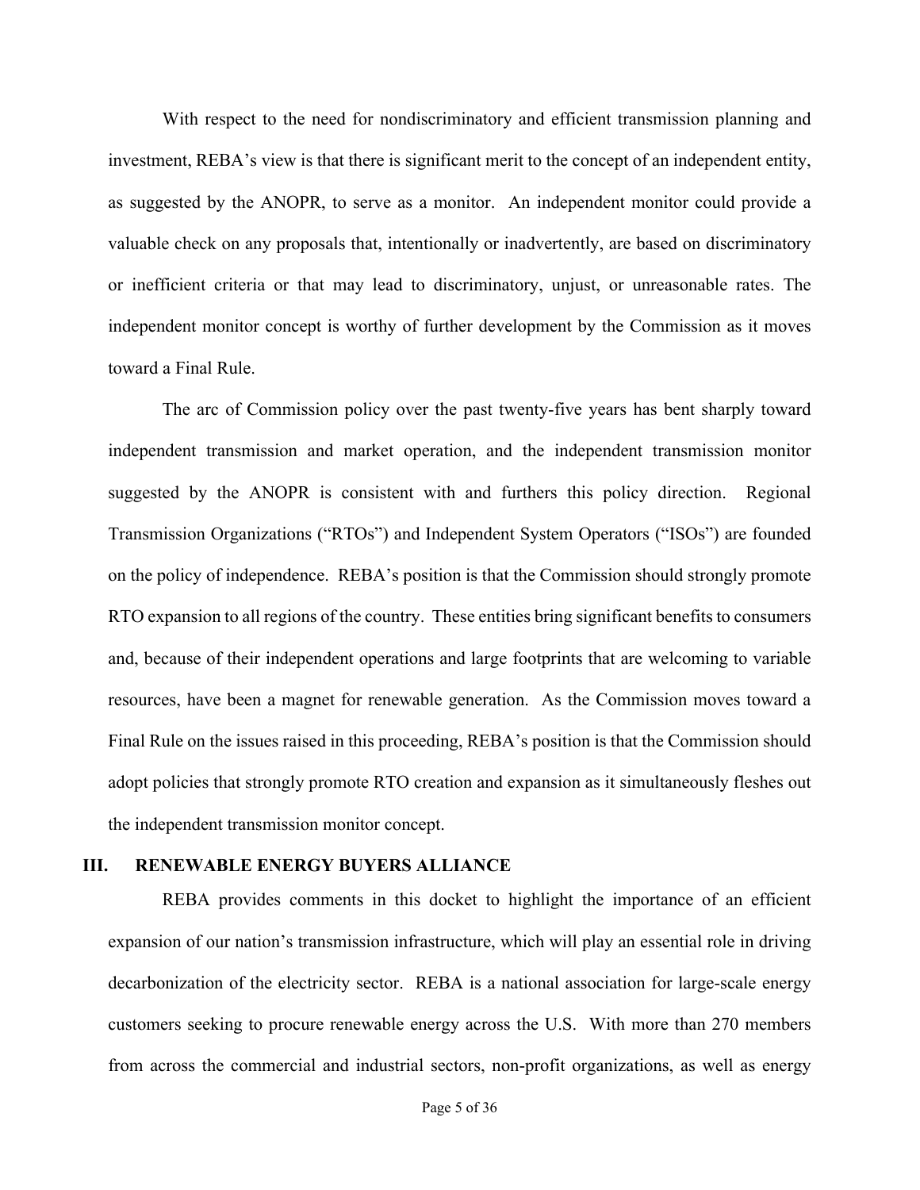With respect to the need for nondiscriminatory and efficient transmission planning and investment, REBA's view is that there is significant merit to the concept of an independent entity, as suggested by the ANOPR, to serve as a monitor. An independent monitor could provide a valuable check on any proposals that, intentionally or inadvertently, are based on discriminatory or inefficient criteria or that may lead to discriminatory, unjust, or unreasonable rates. The independent monitor concept is worthy of further development by the Commission as it moves toward a Final Rule.

The arc of Commission policy over the past twenty-five years has bent sharply toward independent transmission and market operation, and the independent transmission monitor suggested by the ANOPR is consistent with and furthers this policy direction. Regional Transmission Organizations ("RTOs") and Independent System Operators ("ISOs") are founded on the policy of independence. REBA's position is that the Commission should strongly promote RTO expansion to all regions of the country. These entities bring significant benefits to consumers and, because of their independent operations and large footprints that are welcoming to variable resources, have been a magnet for renewable generation. As the Commission moves toward a Final Rule on the issues raised in this proceeding, REBA's position is that the Commission should adopt policies that strongly promote RTO creation and expansion as it simultaneously fleshes out the independent transmission monitor concept.

## III. RENEWABLE ENERGY BUYERS ALLIANCE

REBA provides comments in this docket to highlight the importance of an efficient expansion of our nation's transmission infrastructure, which will play an essential role in driving decarbonization of the electricity sector. REBA is a national association for large-scale energy customers seeking to procure renewable energy across the U.S. With more than 270 members from across the commercial and industrial sectors, non-profit organizations, as well as energy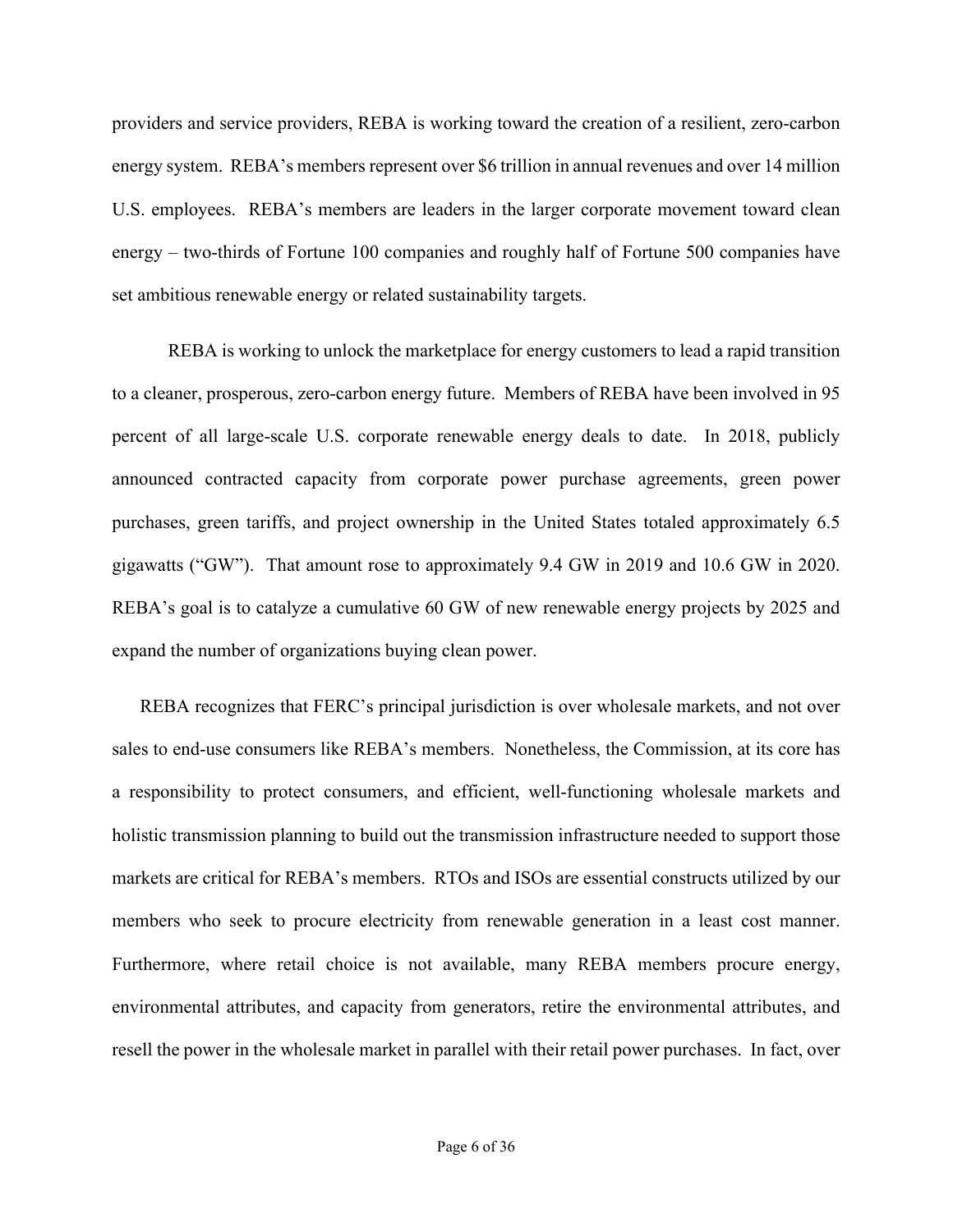providers and service providers, REBA is working toward the creation of a resilient, zero-carbon energy system. REBA's members represent over $6 trillion in annual revenues and over 14 million U.S. employees. REBA's members are leaders in the larger corporate movement toward clean energy – two-thirds of Fortune 100 companies and roughly half of Fortune 500 companies have set ambitious renewable energy or related sustainability targets.

REBA is working to unlock the marketplace for energy customers to lead a rapid transition to a cleaner, prosperous, zero-carbon energy future. Members of REBA have been involved in 95 percent of all large-scale U.S. corporate renewable energy deals to date. In 2018, publicly announced contracted capacity from corporate power purchase agreements, green power purchases, green tariffs, and project ownership in the United States totaled approximately 6.5 gigawatts ("GW"). That amount rose to approximately 9.4 GW in 2019 and 10.6 GW in 2020. REBA's goal is to catalyze a cumulative 60 GW of new renewable energy projects by 2025 and expand the number of organizations buying clean power.

REBA recognizes that FERC's principal jurisdiction is over wholesale markets, and not over sales to end-use consumers like REBA's members. Nonetheless, the Commission, at its core has a responsibility to protect consumers, and efficient, well-functioning wholesale markets and holistic transmission planning to build out the transmission infrastructure needed to support those markets are critical for REBA's members. RTOs and ISOs are essential constructs utilized by our members who seek to procure electricity from renewable generation in a least cost manner. Furthermore, where retail choice is not available, many REBA members procure energy, environmental attributes, and capacity from generators, retire the environmental attributes, and resell the power in the wholesale market in parallel with their retail power purchases. In fact, over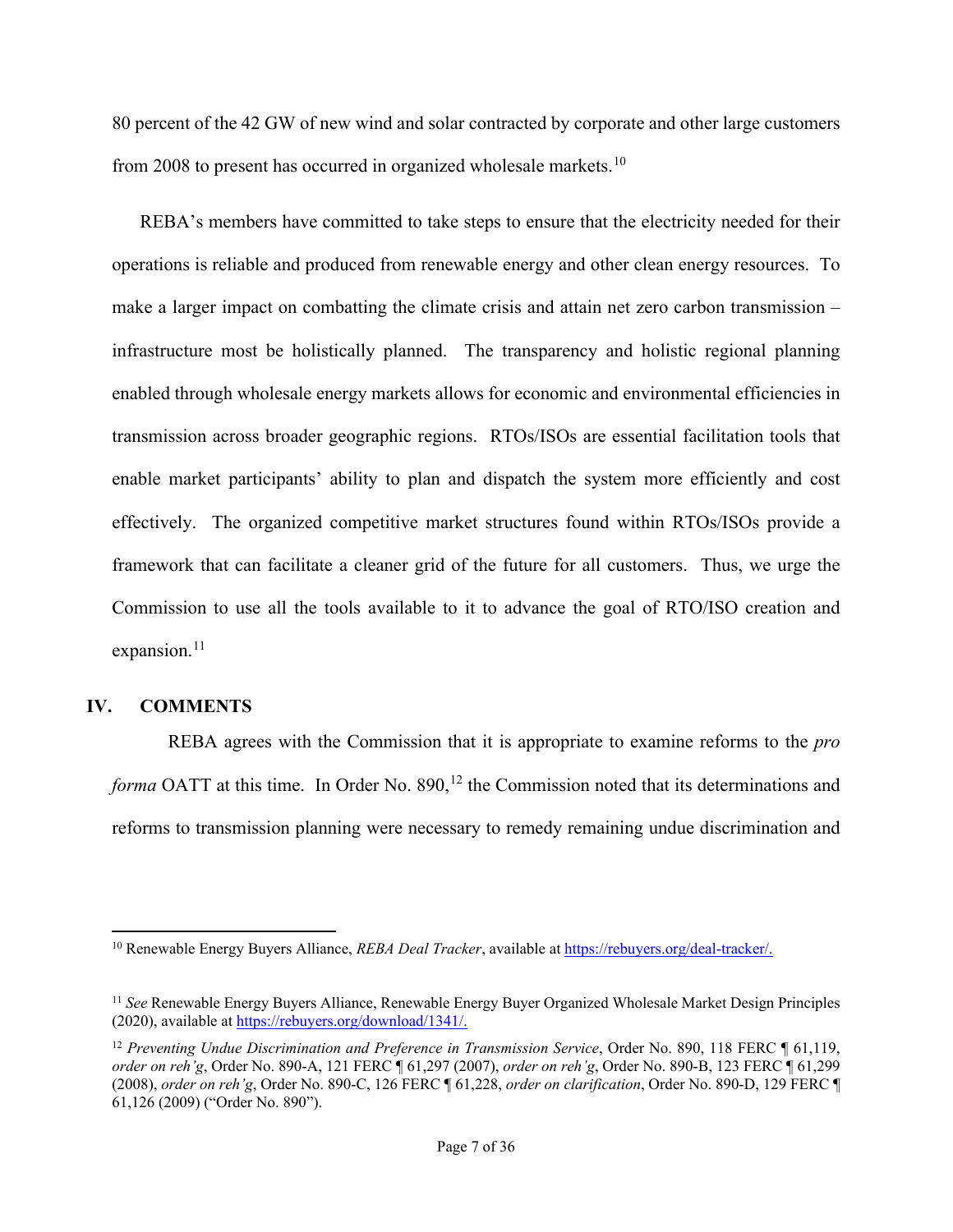80 percent of the 42 GW of new wind and solar contracted by corporate and other large customers from 2008 to present has occurred in organized wholesale markets.[10]

REBA's members have committed to take steps to ensure that the electricity needed for their operations is reliable and produced from renewable energy and other clean energy resources. To make a larger impact on combatting the climate crisis and attain net zero carbon transmission – infrastructure most be holistically planned. The transparency and holistic regional planning enabled through wholesale energy markets allows for economic and environmental efficiencies in transmission across broader geographic regions. RTOs/ISOs are essential facilitation tools that enable market participants' ability to plan and dispatch the system more efficiently and cost effectively. The organized competitive market structures found within RTOs/ISOs provide a framework that can facilitate a cleaner grid of the future for all customers. Thus, we urge the Commission to use all the tools available to it to advance the goal of RTO/ISO creation and expansion.[11]

## IV. COMMENTS

REBA agrees with the Commission that it is appropriate to examine reforms to the *pro forma* OATT at this time. In Order No. 890,[12] the Commission noted that its determinations and reforms to transmission planning were necessary to remedy remaining undue discrimination and

---

[10] Renewable Energy Buyers Alliance, *REBA Deal Tracker*, available at https://rebuyers.org/deal-tracker/.

[11] *See* Renewable Energy Buyers Alliance, Renewable Energy Buyer Organized Wholesale Market Design Principles (2020), available at https://rebuyers.org/download/1341/.

[12] *Preventing Undue Discrimination and Preference in Transmission Service*, Order No. 890, 118 FERC ¶ 61,119, *order on reh'g*, Order No. 890-A, 121 FERC ¶ 61,297 (2007), *order on reh'g*, Order No. 890-B, 123 FERC ¶ 61,299 (2008), *order on reh'g*, Order No. 890-C, 126 FERC ¶ 61,228, *order on clarification*, Order No. 890-D, 129 FERC ¶ 61,126 (2009) ("Order No. 890").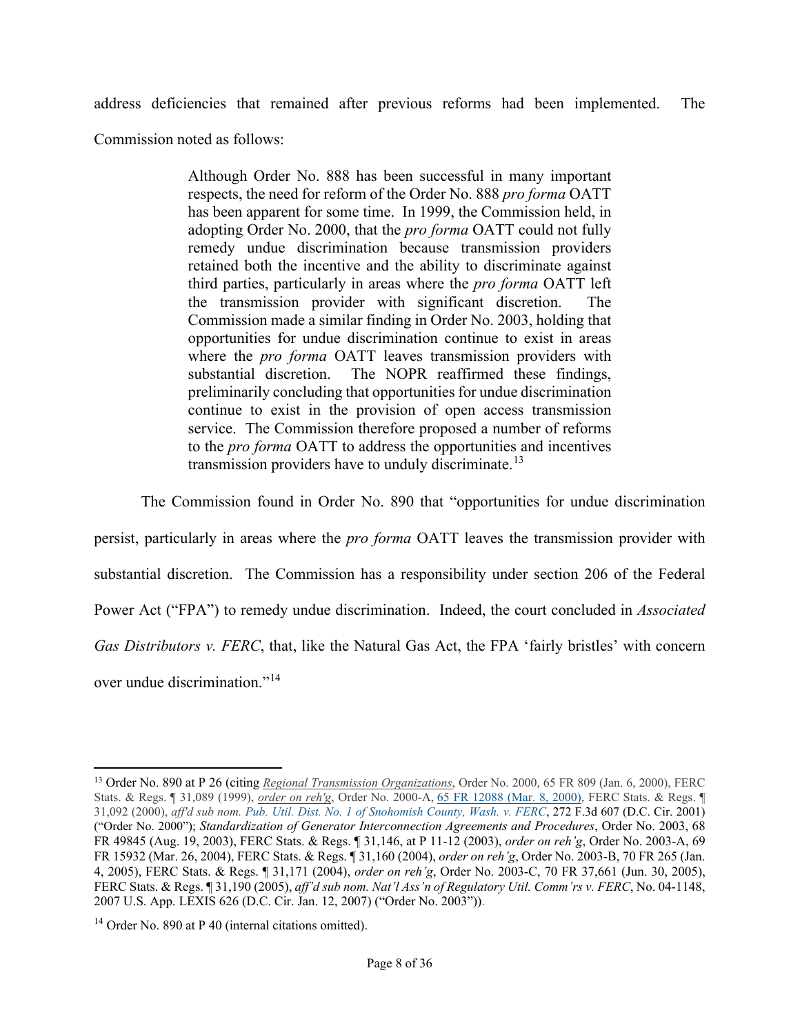address deficiencies that remained after previous reforms had been implemented. The Commission noted as follows:

> Although Order No. 888 has been successful in many important respects, the need for reform of the Order No. 888 *pro forma* OATT has been apparent for some time. In 1999, the Commission held, in adopting Order No. 2000, that the *pro forma* OATT could not fully remedy undue discrimination because transmission providers retained both the incentive and the ability to discriminate against third parties, particularly in areas where the *pro forma* OATT left the transmission provider with significant discretion. The Commission made a similar finding in Order No. 2003, holding that opportunities for undue discrimination continue to exist in areas where the *pro forma* OATT leaves transmission providers with substantial discretion. The NOPR reaffirmed these findings, preliminarily concluding that opportunities for undue discrimination continue to exist in the provision of open access transmission service. The Commission therefore proposed a number of reforms to the *pro forma* OATT to address the opportunities and incentives transmission providers have to unduly discriminate.[13]

The Commission found in Order No. 890 that "opportunities for undue discrimination persist, particularly in areas where the *pro forma* OATT leaves the transmission provider with substantial discretion. The Commission has a responsibility under section 206 of the Federal Power Act ("FPA") to remedy undue discrimination. Indeed, the court concluded in *Associated Gas Distributors v. FERC*, that, like the Natural Gas Act, the FPA 'fairly bristles' with concern over undue discrimination."[14]

---

[13] Order No. 890 at P 26 (citing *Regional Transmission Organizations*, Order No. 2000, 65 FR 809 (Jan. 6, 2000), FERC Stats. & Regs. ¶ 31,089 (1999), *order on reh'g*, Order No. 2000-A, 65 FR 12088 (Mar. 8, 2000), FERC Stats. & Regs. ¶ 31,092 (2000), *aff'd sub nom. Pub. Util. Dist. No. 1 of Snohomish County, Wash. v. FERC*, 272 F.3d 607 (D.C. Cir. 2001) ("Order No. 2000"); *Standardization of Generator Interconnection Agreements and Procedures*, Order No. 2003, 68 FR 49845 (Aug. 19, 2003), FERC Stats. & Regs. ¶ 31,146, at P 11-12 (2003), *order on reh'g*, Order No. 2003-A, 69 FR 15932 (Mar. 26, 2004), FERC Stats. & Regs. ¶ 31,160 (2004), *order on reh'g*, Order No. 2003-B, 70 FR 265 (Jan. 4, 2005), FERC Stats. & Regs. ¶ 31,171 (2004), *order on reh'g*, Order No. 2003-C, 70 FR 37,661 (Jun. 30, 2005), FERC Stats. & Regs. ¶ 31,190 (2005), *aff'd sub nom. Nat'l Ass'n of Regulatory Util. Comm'rs v. FERC*, No. 04-1148, 2007 U.S. App. LEXIS 626 (D.C. Cir. Jan. 12, 2007) ("Order No. 2003")).

[14] Order No. 890 at P 40 (internal citations omitted).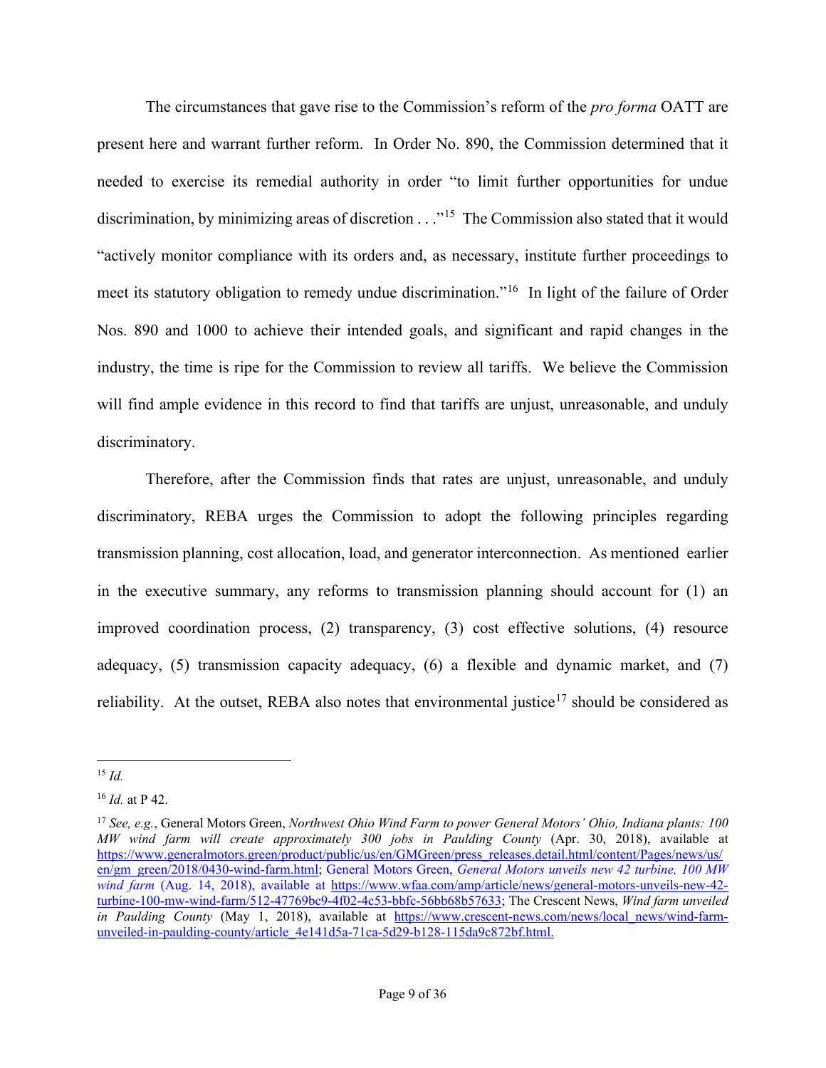The circumstances that gave rise to the Commission's reform of the *pro forma* OATT are present here and warrant further reform. In Order No. 890, the Commission determined that it needed to exercise its remedial authority in order "to limit further opportunities for undue discrimination, by minimizing areas of discretion . . ."[15] The Commission also stated that it would "actively monitor compliance with its orders and, as necessary, institute further proceedings to meet its statutory obligation to remedy undue discrimination."[16] In light of the failure of Order Nos. 890 and 1000 to achieve their intended goals, and significant and rapid changes in the industry, the time is ripe for the Commission to review all tariffs. We believe the Commission will find ample evidence in this record to find that tariffs are unjust, unreasonable, and unduly discriminatory.

Therefore, after the Commission finds that rates are unjust, unreasonable, and unduly discriminatory, REBA urges the Commission to adopt the following principles regarding transmission planning, cost allocation, load, and generator interconnection. As mentioned earlier in the executive summary, any reforms to transmission planning should account for (1) an improved coordination process, (2) transparency, (3) cost effective solutions, (4) resource adequacy, (5) transmission capacity adequacy, (6) a flexible and dynamic market, and (7) reliability. At the outset, REBA also notes that environmental justice[17] should be considered as

---

[15] *Id.*

[16] *Id.* at P 42.

[17] *See, e.g.*, General Motors Green, *Northwest Ohio Wind Farm to power General Motors' Ohio, Indiana plants: 100 MW wind farm will create approximately 300 jobs in Paulding County* (Apr. 30, 2018), available at https://www.generalmotors.green/product/public/us/en/GMGreen/press_releases.detail.html/content/Pages/news/us/en/gm_green/2018/0430-wind-farm.html; General Motors Green, *General Motors unveils new 42 turbine, 100 MW wind farm* (Aug. 14, 2018), available at https://www.wfaa.com/amp/article/news/general-motors-unveils-new-42-turbine-100-mw-wind-farm/512-47769bc9-4f02-4c53-bbfc-56bb68b57633; The Crescent News, *Wind farm unveiled in Paulding County* (May 1, 2018), available at https://www.crescent-news.com/news/local_news/wind-farm-unveiled-in-paulding-county/article_4e141d5a-71ca-5d29-b128-115da9c872bf.html.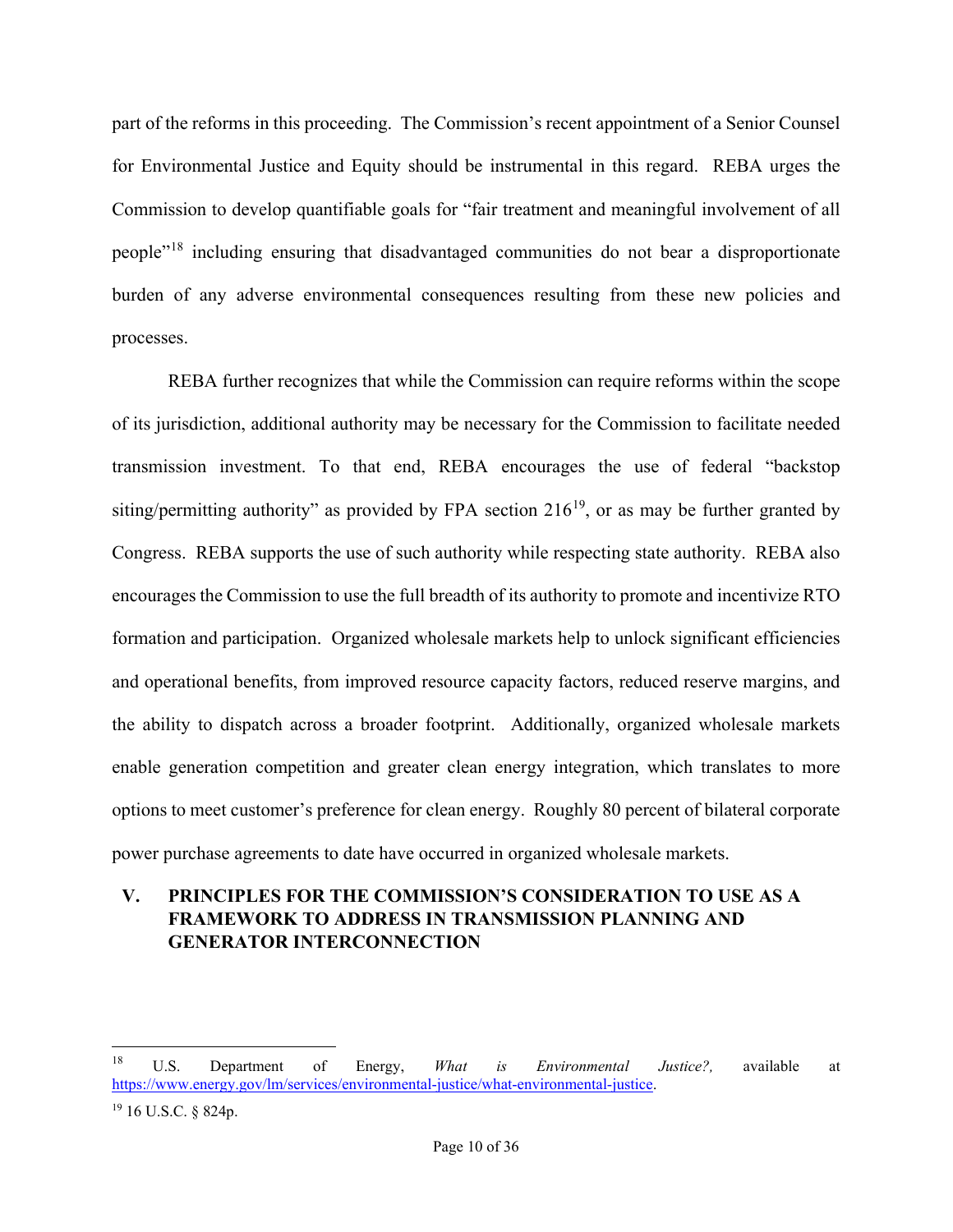part of the reforms in this proceeding. The Commission's recent appointment of a Senior Counsel for Environmental Justice and Equity should be instrumental in this regard. REBA urges the Commission to develop quantifiable goals for "fair treatment and meaningful involvement of all people"[18] including ensuring that disadvantaged communities do not bear a disproportionate burden of any adverse environmental consequences resulting from these new policies and processes.

REBA further recognizes that while the Commission can require reforms within the scope of its jurisdiction, additional authority may be necessary for the Commission to facilitate needed transmission investment. To that end, REBA encourages the use of federal "backstop siting/permitting authority" as provided by FPA section 216[19], or as may be further granted by Congress. REBA supports the use of such authority while respecting state authority. REBA also encourages the Commission to use the full breadth of its authority to promote and incentivize RTO formation and participation. Organized wholesale markets help to unlock significant efficiencies and operational benefits, from improved resource capacity factors, reduced reserve margins, and the ability to dispatch across a broader footprint. Additionally, organized wholesale markets enable generation competition and greater clean energy integration, which translates to more options to meet customer's preference for clean energy. Roughly 80 percent of bilateral corporate power purchase agreements to date have occurred in organized wholesale markets.

## V. PRINCIPLES FOR THE COMMISSION'S CONSIDERATION TO USE AS A FRAMEWORK TO ADDRESS IN TRANSMISSION PLANNING AND GENERATOR INTERCONNECTION

---

[18] U.S. Department of Energy, *What is Environmental Justice?,* available at https://www.energy.gov/lm/services/environmental-justice/what-environmental-justice.

[19] 16 U.S.C. § 824p.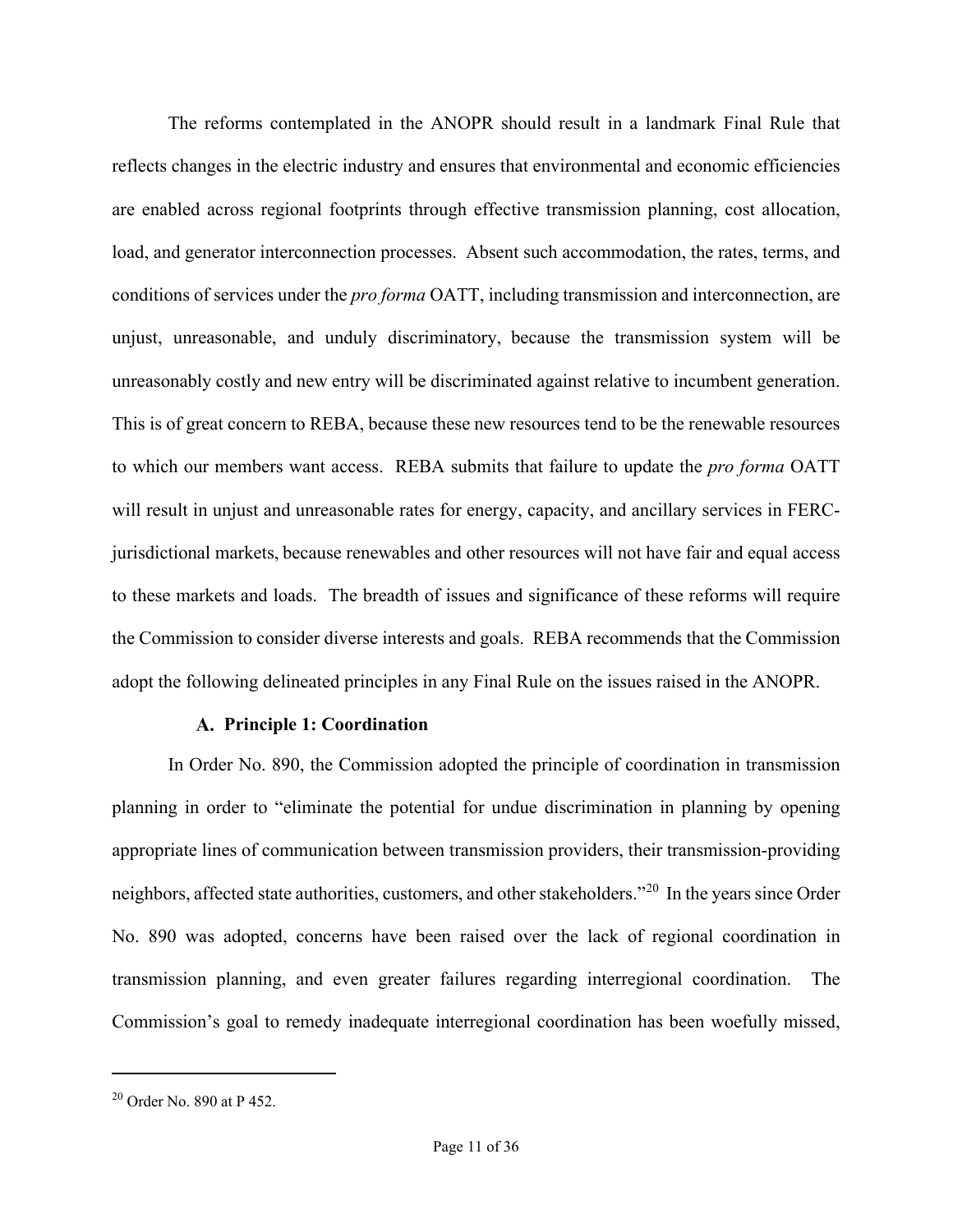The reforms contemplated in the ANOPR should result in a landmark Final Rule that reflects changes in the electric industry and ensures that environmental and economic efficiencies are enabled across regional footprints through effective transmission planning, cost allocation, load, and generator interconnection processes. Absent such accommodation, the rates, terms, and conditions of services under the *pro forma* OATT, including transmission and interconnection, are unjust, unreasonable, and unduly discriminatory, because the transmission system will be unreasonably costly and new entry will be discriminated against relative to incumbent generation. This is of great concern to REBA, because these new resources tend to be the renewable resources to which our members want access. REBA submits that failure to update the *pro forma* OATT will result in unjust and unreasonable rates for energy, capacity, and ancillary services in FERC-jurisdictional markets, because renewables and other resources will not have fair and equal access to these markets and loads. The breadth of issues and significance of these reforms will require the Commission to consider diverse interests and goals. REBA recommends that the Commission adopt the following delineated principles in any Final Rule on the issues raised in the ANOPR.

### A. Principle 1: Coordination

In Order No. 890, the Commission adopted the principle of coordination in transmission planning in order to "eliminate the potential for undue discrimination in planning by opening appropriate lines of communication between transmission providers, their transmission-providing neighbors, affected state authorities, customers, and other stakeholders."[20] In the years since Order No. 890 was adopted, concerns have been raised over the lack of regional coordination in transmission planning, and even greater failures regarding interregional coordination. The Commission's goal to remedy inadequate interregional coordination has been woefully missed,

[20] Order No. 890 at P 452.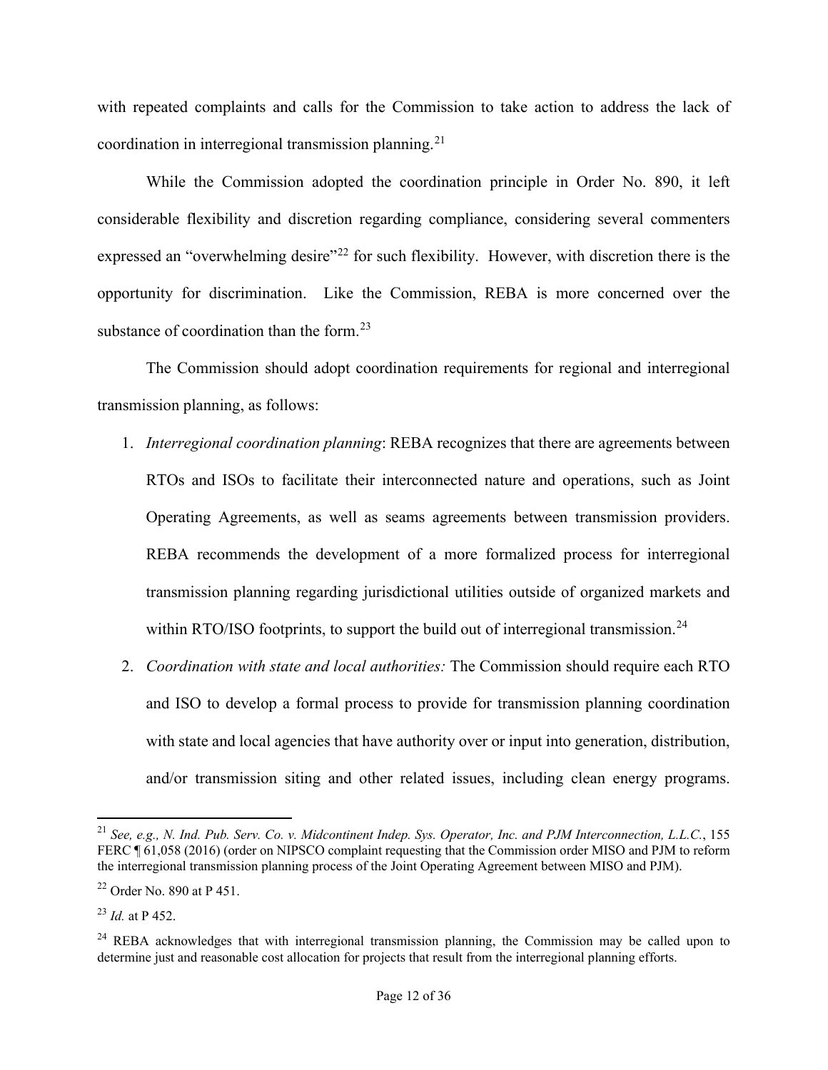with repeated complaints and calls for the Commission to take action to address the lack of coordination in interregional transmission planning.[21]

While the Commission adopted the coordination principle in Order No. 890, it left considerable flexibility and discretion regarding compliance, considering several commenters expressed an "overwhelming desire"[22] for such flexibility. However, with discretion there is the opportunity for discrimination. Like the Commission, REBA is more concerned over the substance of coordination than the form.[23]

The Commission should adopt coordination requirements for regional and interregional transmission planning, as follows:

1. *Interregional coordination planning*: REBA recognizes that there are agreements between RTOs and ISOs to facilitate their interconnected nature and operations, such as Joint Operating Agreements, as well as seams agreements between transmission providers. REBA recommends the development of a more formalized process for interregional transmission planning regarding jurisdictional utilities outside of organized markets and within RTO/ISO footprints, to support the build out of interregional transmission.[24]
2. *Coordination with state and local authorities:* The Commission should require each RTO and ISO to develop a formal process to provide for transmission planning coordination with state and local agencies that have authority over or input into generation, distribution, and/or transmission siting and other related issues, including clean energy programs.

---

[21] *See, e.g., N. Ind. Pub. Serv. Co. v. Midcontinent Indep. Sys. Operator, Inc. and PJM Interconnection, L.L.C.*, 155 FERC ¶ 61,058 (2016) (order on NIPSCO complaint requesting that the Commission order MISO and PJM to reform the interregional transmission planning process of the Joint Operating Agreement between MISO and PJM).

[22] Order No. 890 at P 451.

[23] *Id.* at P 452.

[24] REBA acknowledges that with interregional transmission planning, the Commission may be called upon to determine just and reasonable cost allocation for projects that result from the interregional planning efforts.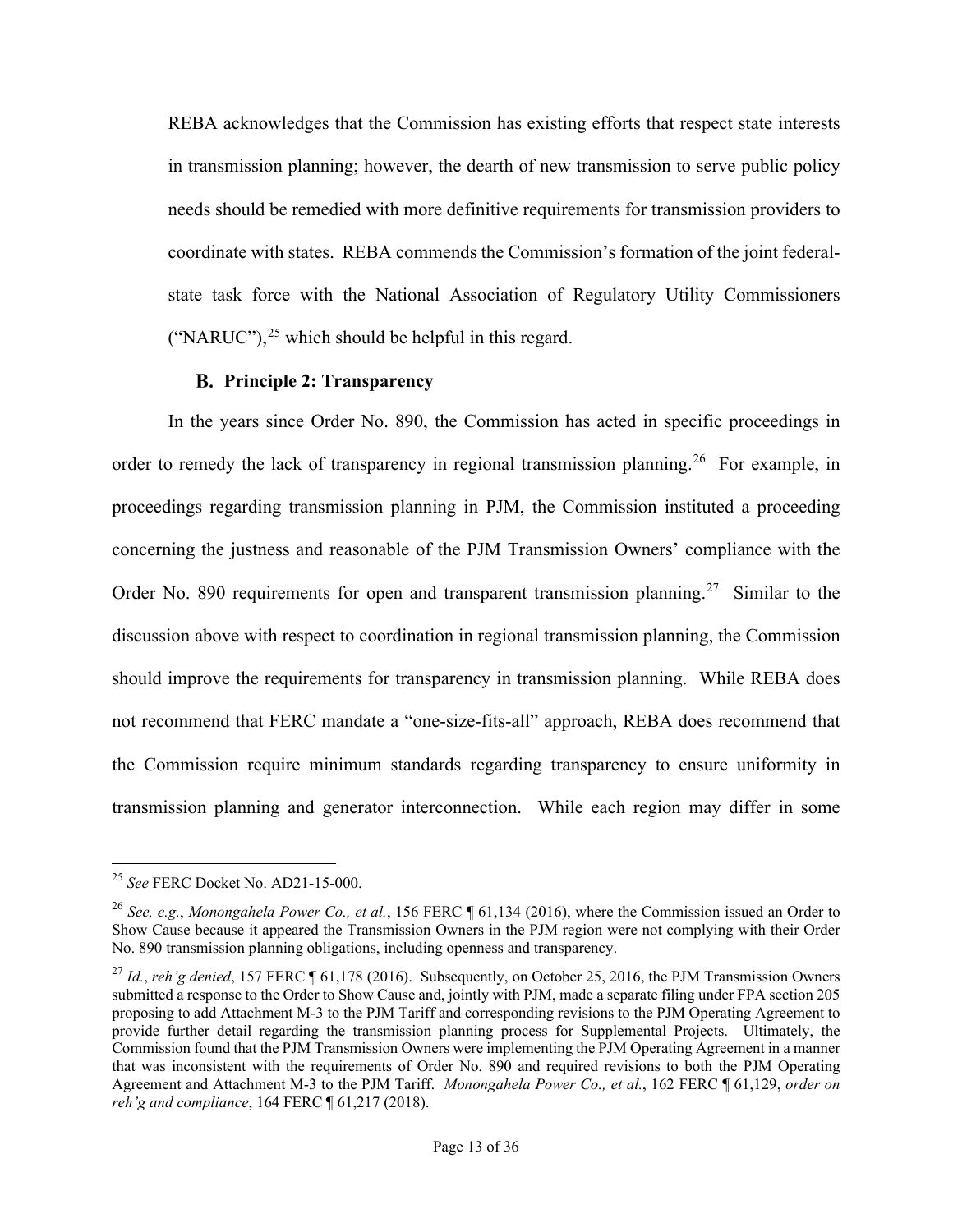REBA acknowledges that the Commission has existing efforts that respect state interests in transmission planning; however, the dearth of new transmission to serve public policy needs should be remedied with more definitive requirements for transmission providers to coordinate with states. REBA commends the Commission's formation of the joint federal-state task force with the National Association of Regulatory Utility Commissioners ("NARUC"),[25] which should be helpful in this regard.

### B. Principle 2: Transparency

In the years since Order No. 890, the Commission has acted in specific proceedings in order to remedy the lack of transparency in regional transmission planning.[26] For example, in proceedings regarding transmission planning in PJM, the Commission instituted a proceeding concerning the justness and reasonable of the PJM Transmission Owners' compliance with the Order No. 890 requirements for open and transparent transmission planning.[27] Similar to the discussion above with respect to coordination in regional transmission planning, the Commission should improve the requirements for transparency in transmission planning. While REBA does not recommend that FERC mandate a "one-size-fits-all" approach, REBA does recommend that the Commission require minimum standards regarding transparency to ensure uniformity in transmission planning and generator interconnection. While each region may differ in some

---

[25] *See* FERC Docket No. AD21-15-000.

[26] *See, e.g.*, *Monongahela Power Co., et al.*, 156 FERC ¶ 61,134 (2016), where the Commission issued an Order to Show Cause because it appeared the Transmission Owners in the PJM region were not complying with their Order No. 890 transmission planning obligations, including openness and transparency.

[27] *Id.*, *reh'g denied*, 157 FERC ¶ 61,178 (2016). Subsequently, on October 25, 2016, the PJM Transmission Owners submitted a response to the Order to Show Cause and, jointly with PJM, made a separate filing under FPA section 205 proposing to add Attachment M-3 to the PJM Tariff and corresponding revisions to the PJM Operating Agreement to provide further detail regarding the transmission planning process for Supplemental Projects. Ultimately, the Commission found that the PJM Transmission Owners were implementing the PJM Operating Agreement in a manner that was inconsistent with the requirements of Order No. 890 and required revisions to both the PJM Operating Agreement and Attachment M-3 to the PJM Tariff. *Monongahela Power Co., et al.*, 162 FERC ¶ 61,129, *order on reh'g and compliance*, 164 FERC ¶ 61,217 (2018).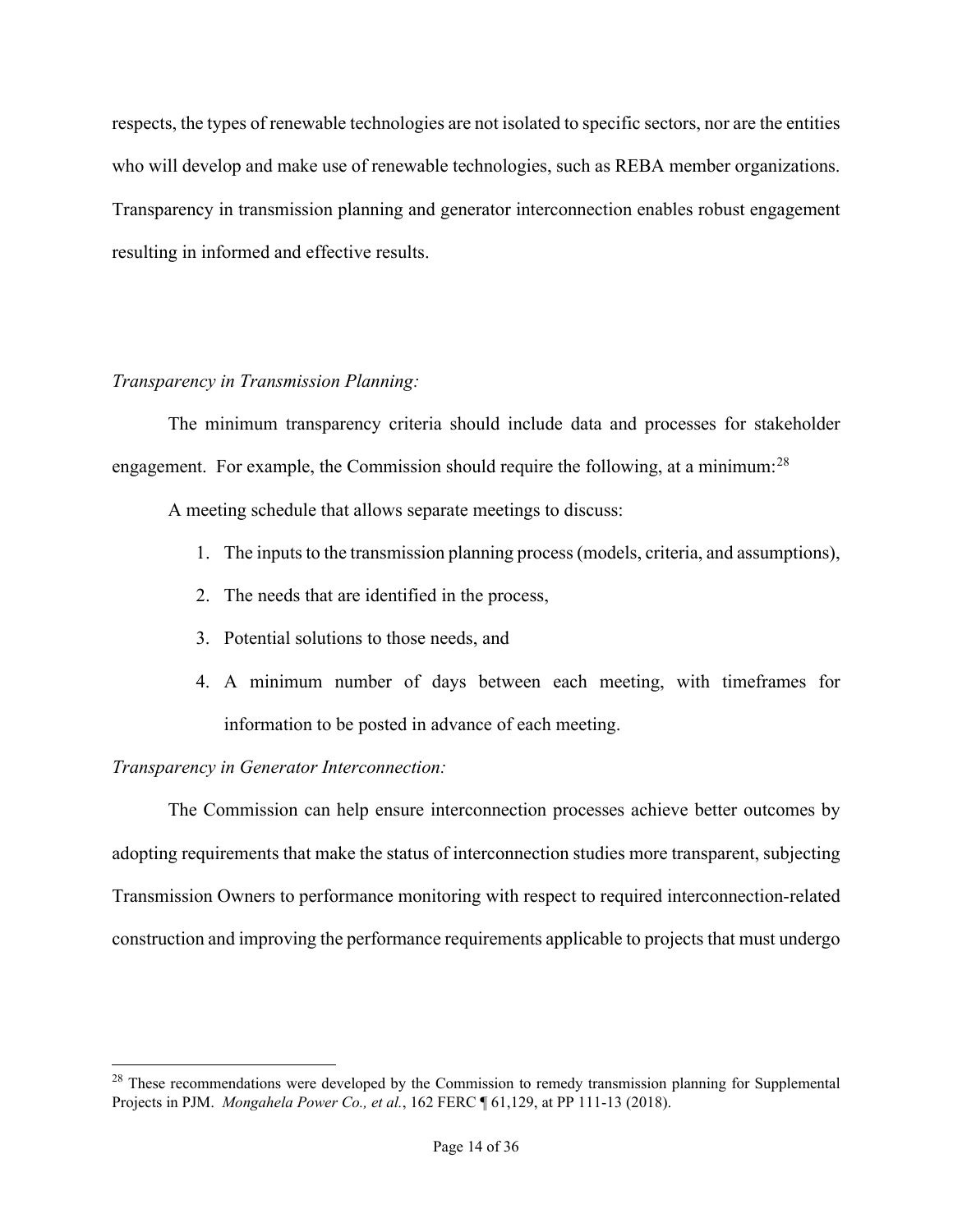respects, the types of renewable technologies are not isolated to specific sectors, nor are the entities who will develop and make use of renewable technologies, such as REBA member organizations. Transparency in transmission planning and generator interconnection enables robust engagement resulting in informed and effective results.

*Transparency in Transmission Planning:*

The minimum transparency criteria should include data and processes for stakeholder engagement. For example, the Commission should require the following, at a minimum:[28]

A meeting schedule that allows separate meetings to discuss:

1. The inputs to the transmission planning process (models, criteria, and assumptions),
2. The needs that are identified in the process,
3. Potential solutions to those needs, and
4. A minimum number of days between each meeting, with timeframes for information to be posted in advance of each meeting.

*Transparency in Generator Interconnection:*

The Commission can help ensure interconnection processes achieve better outcomes by adopting requirements that make the status of interconnection studies more transparent, subjecting Transmission Owners to performance monitoring with respect to required interconnection-related construction and improving the performance requirements applicable to projects that must undergo

---

[28] These recommendations were developed by the Commission to remedy transmission planning for Supplemental Projects in PJM. *Mongahela Power Co., et al.*, 162 FERC ¶ 61,129, at PP 111-13 (2018).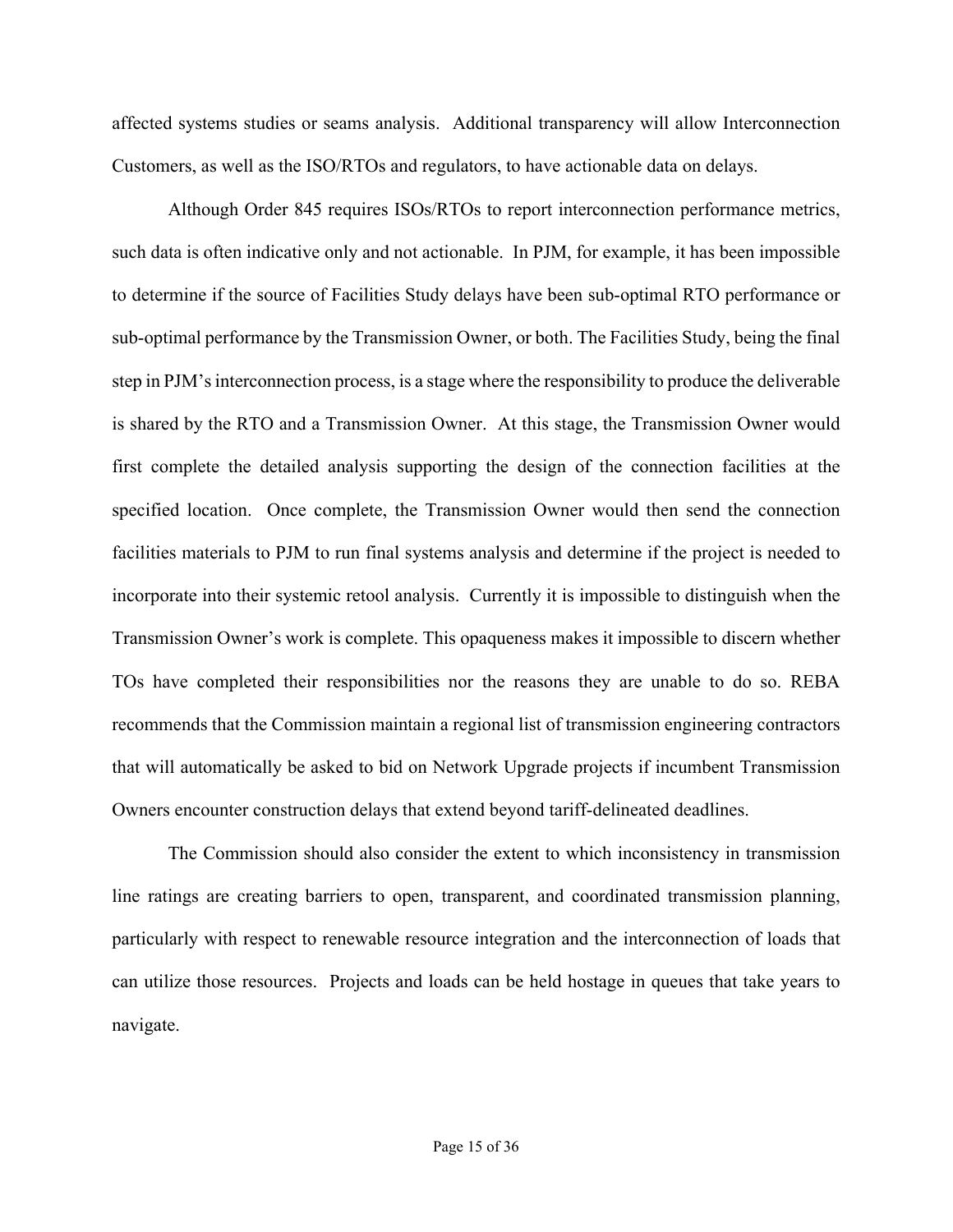affected systems studies or seams analysis. Additional transparency will allow Interconnection Customers, as well as the ISO/RTOs and regulators, to have actionable data on delays.

Although Order 845 requires ISOs/RTOs to report interconnection performance metrics, such data is often indicative only and not actionable. In PJM, for example, it has been impossible to determine if the source of Facilities Study delays have been sub-optimal RTO performance or sub-optimal performance by the Transmission Owner, or both. The Facilities Study, being the final step in PJM's interconnection process, is a stage where the responsibility to produce the deliverable is shared by the RTO and a Transmission Owner. At this stage, the Transmission Owner would first complete the detailed analysis supporting the design of the connection facilities at the specified location. Once complete, the Transmission Owner would then send the connection facilities materials to PJM to run final systems analysis and determine if the project is needed to incorporate into their systemic retool analysis. Currently it is impossible to distinguish when the Transmission Owner's work is complete. This opaqueness makes it impossible to discern whether TOs have completed their responsibilities nor the reasons they are unable to do so. REBA recommends that the Commission maintain a regional list of transmission engineering contractors that will automatically be asked to bid on Network Upgrade projects if incumbent Transmission Owners encounter construction delays that extend beyond tariff-delineated deadlines.

The Commission should also consider the extent to which inconsistency in transmission line ratings are creating barriers to open, transparent, and coordinated transmission planning, particularly with respect to renewable resource integration and the interconnection of loads that can utilize those resources. Projects and loads can be held hostage in queues that take years to navigate.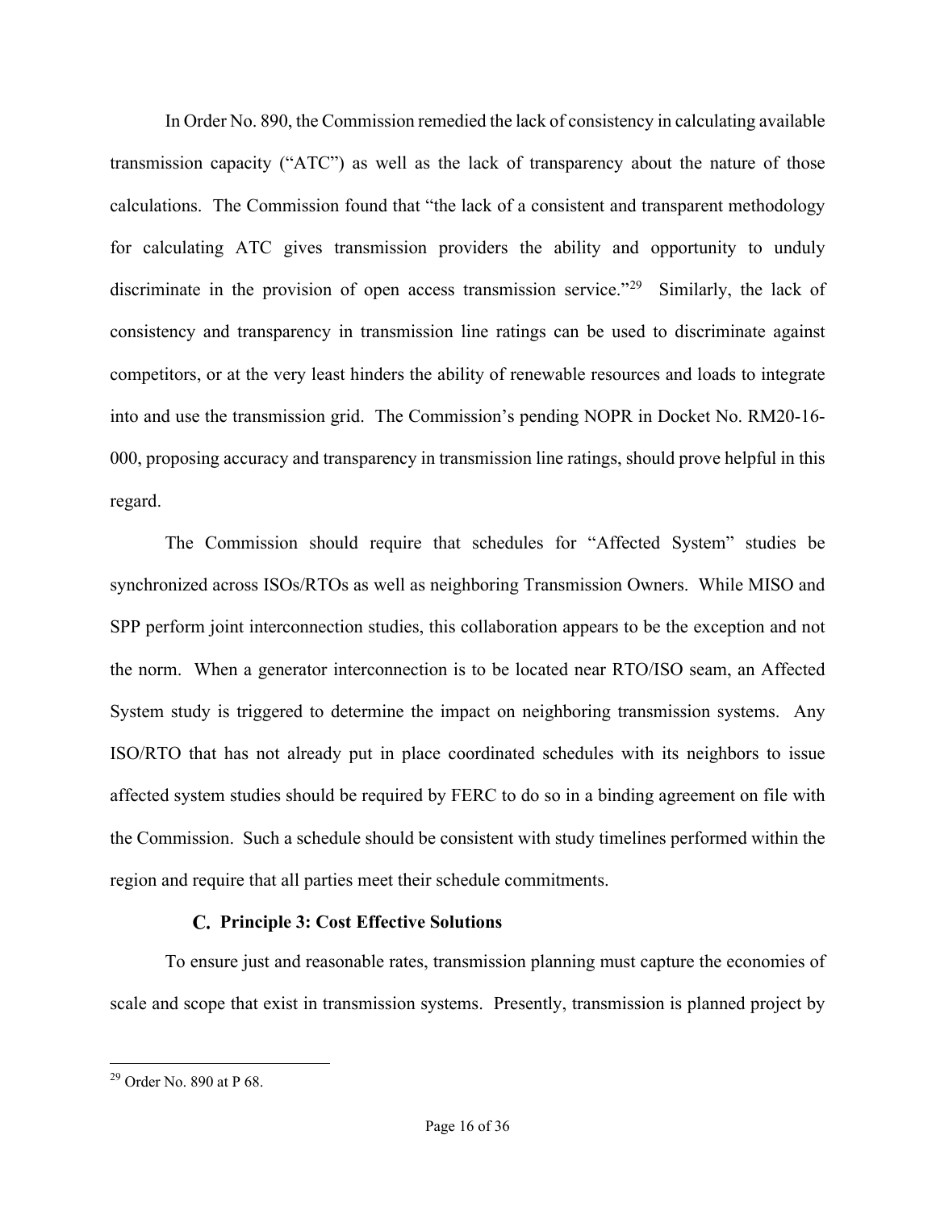In Order No. 890, the Commission remedied the lack of consistency in calculating available transmission capacity ("ATC") as well as the lack of transparency about the nature of those calculations. The Commission found that "the lack of a consistent and transparent methodology for calculating ATC gives transmission providers the ability and opportunity to unduly discriminate in the provision of open access transmission service."[29] Similarly, the lack of consistency and transparency in transmission line ratings can be used to discriminate against competitors, or at the very least hinders the ability of renewable resources and loads to integrate into and use the transmission grid. The Commission's pending NOPR in Docket No. RM20-16-000, proposing accuracy and transparency in transmission line ratings, should prove helpful in this regard.

The Commission should require that schedules for "Affected System" studies be synchronized across ISOs/RTOs as well as neighboring Transmission Owners. While MISO and SPP perform joint interconnection studies, this collaboration appears to be the exception and not the norm. When a generator interconnection is to be located near RTO/ISO seam, an Affected System study is triggered to determine the impact on neighboring transmission systems. Any ISO/RTO that has not already put in place coordinated schedules with its neighbors to issue affected system studies should be required by FERC to do so in a binding agreement on file with the Commission. Such a schedule should be consistent with study timelines performed within the region and require that all parties meet their schedule commitments.

### C. Principle 3: Cost Effective Solutions

To ensure just and reasonable rates, transmission planning must capture the economies of scale and scope that exist in transmission systems. Presently, transmission is planned project by

---

[29] Order No. 890 at P 68.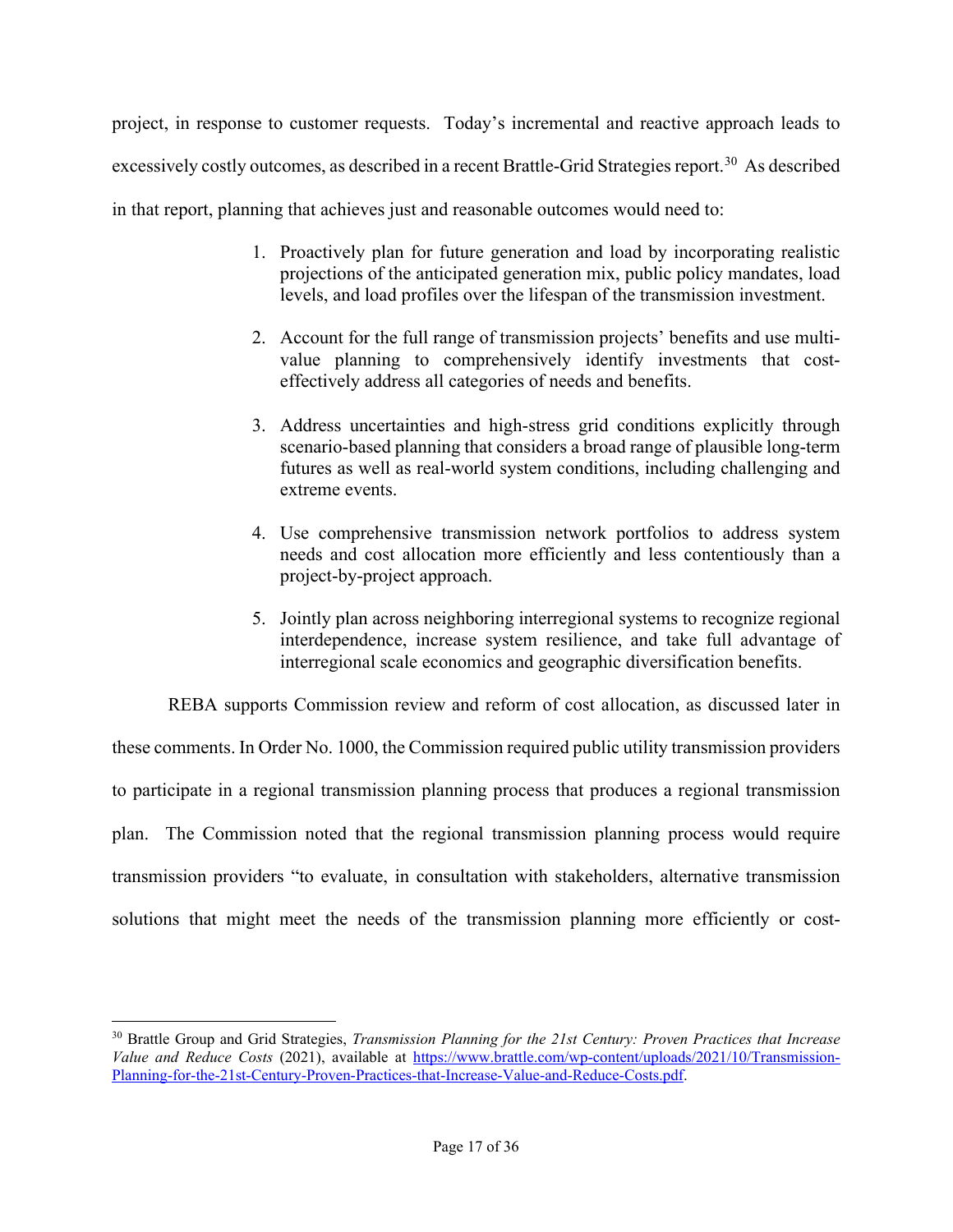project, in response to customer requests. Today's incremental and reactive approach leads to excessively costly outcomes, as described in a recent Brattle-Grid Strategies report.[30] As described in that report, planning that achieves just and reasonable outcomes would need to:

1. Proactively plan for future generation and load by incorporating realistic projections of the anticipated generation mix, public policy mandates, load levels, and load profiles over the lifespan of the transmission investment.

2. Account for the full range of transmission projects' benefits and use multi-value planning to comprehensively identify investments that cost-effectively address all categories of needs and benefits.

3. Address uncertainties and high-stress grid conditions explicitly through scenario-based planning that considers a broad range of plausible long-term futures as well as real-world system conditions, including challenging and extreme events.

4. Use comprehensive transmission network portfolios to address system needs and cost allocation more efficiently and less contentiously than a project-by-project approach.

5. Jointly plan across neighboring interregional systems to recognize regional interdependence, increase system resilience, and take full advantage of interregional scale economics and geographic diversification benefits.

REBA supports Commission review and reform of cost allocation, as discussed later in these comments. In Order No. 1000, the Commission required public utility transmission providers to participate in a regional transmission planning process that produces a regional transmission plan. The Commission noted that the regional transmission planning process would require transmission providers "to evaluate, in consultation with stakeholders, alternative transmission solutions that might meet the needs of the transmission planning more efficiently or cost-

---

[30] Brattle Group and Grid Strategies, *Transmission Planning for the 21st Century: Proven Practices that Increase Value and Reduce Costs* (2021), available at https://www.brattle.com/wp-content/uploads/2021/10/Transmission-Planning-for-the-21st-Century-Proven-Practices-that-Increase-Value-and-Reduce-Costs.pdf.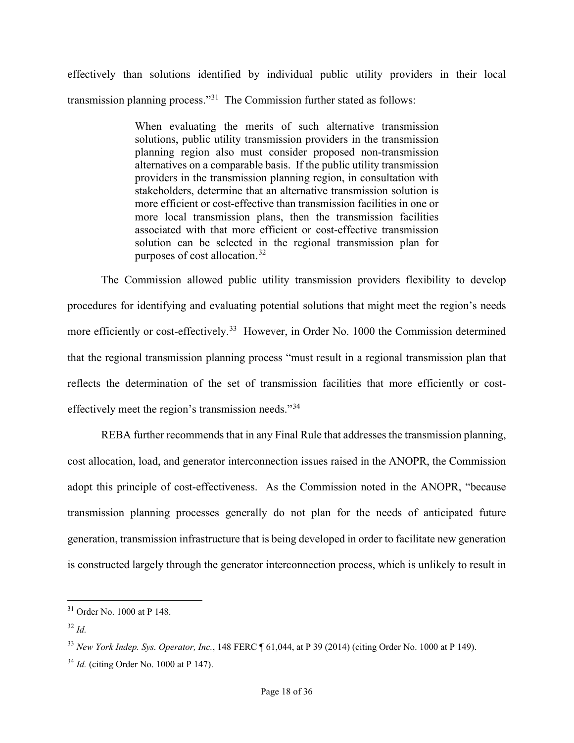effectively than solutions identified by individual public utility providers in their local transmission planning process."[31] The Commission further stated as follows:

> When evaluating the merits of such alternative transmission solutions, public utility transmission providers in the transmission planning region also must consider proposed non-transmission alternatives on a comparable basis. If the public utility transmission providers in the transmission planning region, in consultation with stakeholders, determine that an alternative transmission solution is more efficient or cost-effective than transmission facilities in one or more local transmission plans, then the transmission facilities associated with that more efficient or cost-effective transmission solution can be selected in the regional transmission plan for purposes of cost allocation.[32]

The Commission allowed public utility transmission providers flexibility to develop procedures for identifying and evaluating potential solutions that might meet the region's needs more efficiently or cost-effectively.[33] However, in Order No. 1000 the Commission determined that the regional transmission planning process "must result in a regional transmission plan that reflects the determination of the set of transmission facilities that more efficiently or cost-effectively meet the region's transmission needs."[34]

REBA further recommends that in any Final Rule that addresses the transmission planning, cost allocation, load, and generator interconnection issues raised in the ANOPR, the Commission adopt this principle of cost-effectiveness. As the Commission noted in the ANOPR, "because transmission planning processes generally do not plan for the needs of anticipated future generation, transmission infrastructure that is being developed in order to facilitate new generation is constructed largely through the generator interconnection process, which is unlikely to result in

---

[31] Order No. 1000 at P 148.

[32] *Id.*

[33] *New York Indep. Sys. Operator, Inc.*, 148 FERC ¶ 61,044, at P 39 (2014) (citing Order No. 1000 at P 149).

[34] *Id.* (citing Order No. 1000 at P 147).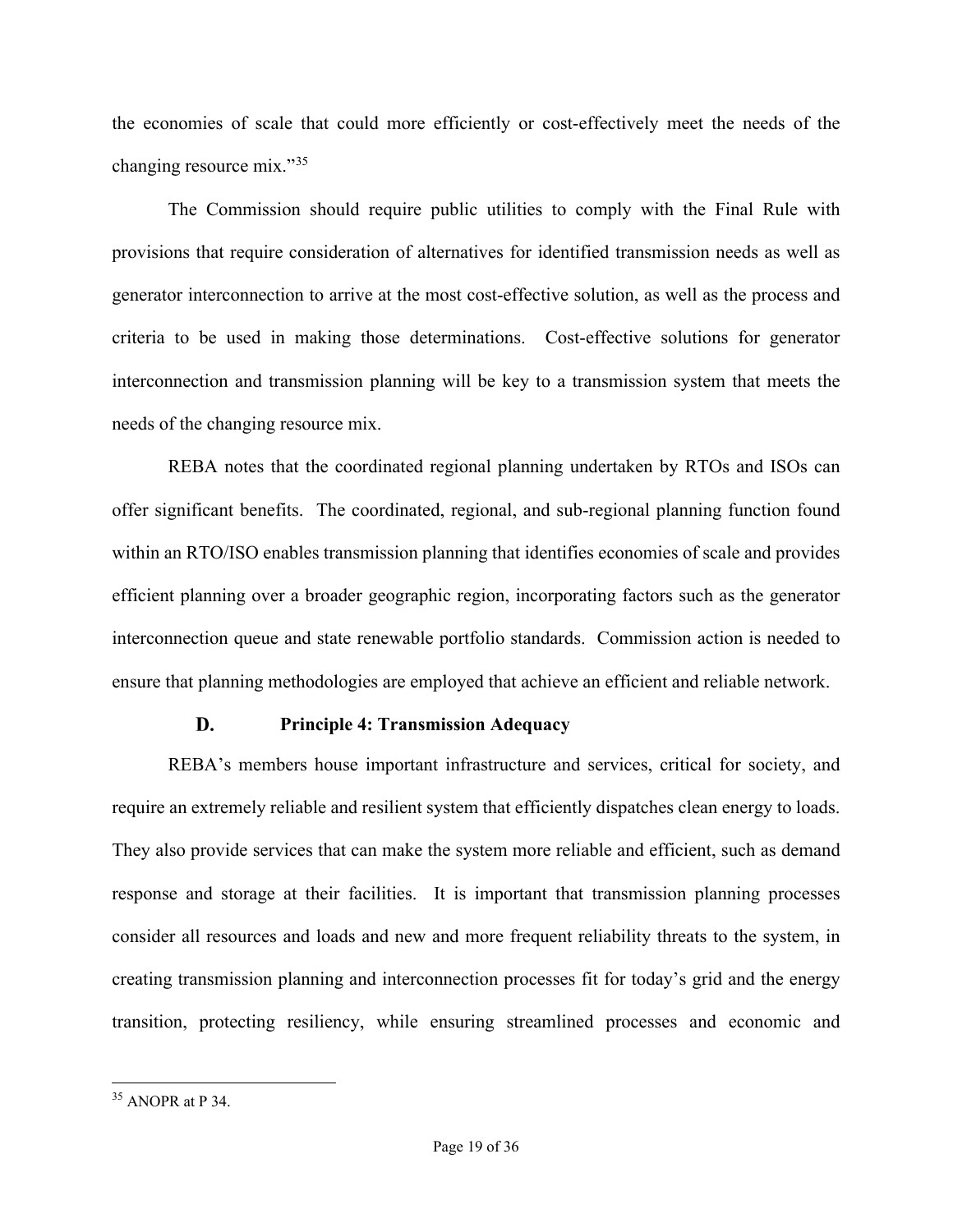the economies of scale that could more efficiently or cost-effectively meet the needs of the changing resource mix."[35]

The Commission should require public utilities to comply with the Final Rule with provisions that require consideration of alternatives for identified transmission needs as well as generator interconnection to arrive at the most cost-effective solution, as well as the process and criteria to be used in making those determinations. Cost-effective solutions for generator interconnection and transmission planning will be key to a transmission system that meets the needs of the changing resource mix.

REBA notes that the coordinated regional planning undertaken by RTOs and ISOs can offer significant benefits. The coordinated, regional, and sub-regional planning function found within an RTO/ISO enables transmission planning that identifies economies of scale and provides efficient planning over a broader geographic region, incorporating factors such as the generator interconnection queue and state renewable portfolio standards. Commission action is needed to ensure that planning methodologies are employed that achieve an efficient and reliable network.

### D. Principle 4: Transmission Adequacy

REBA's members house important infrastructure and services, critical for society, and require an extremely reliable and resilient system that efficiently dispatches clean energy to loads. They also provide services that can make the system more reliable and efficient, such as demand response and storage at their facilities. It is important that transmission planning processes consider all resources and loads and new and more frequent reliability threats to the system, in creating transmission planning and interconnection processes fit for today's grid and the energy transition, protecting resiliency, while ensuring streamlined processes and economic and

---

[35] ANOPR at P 34.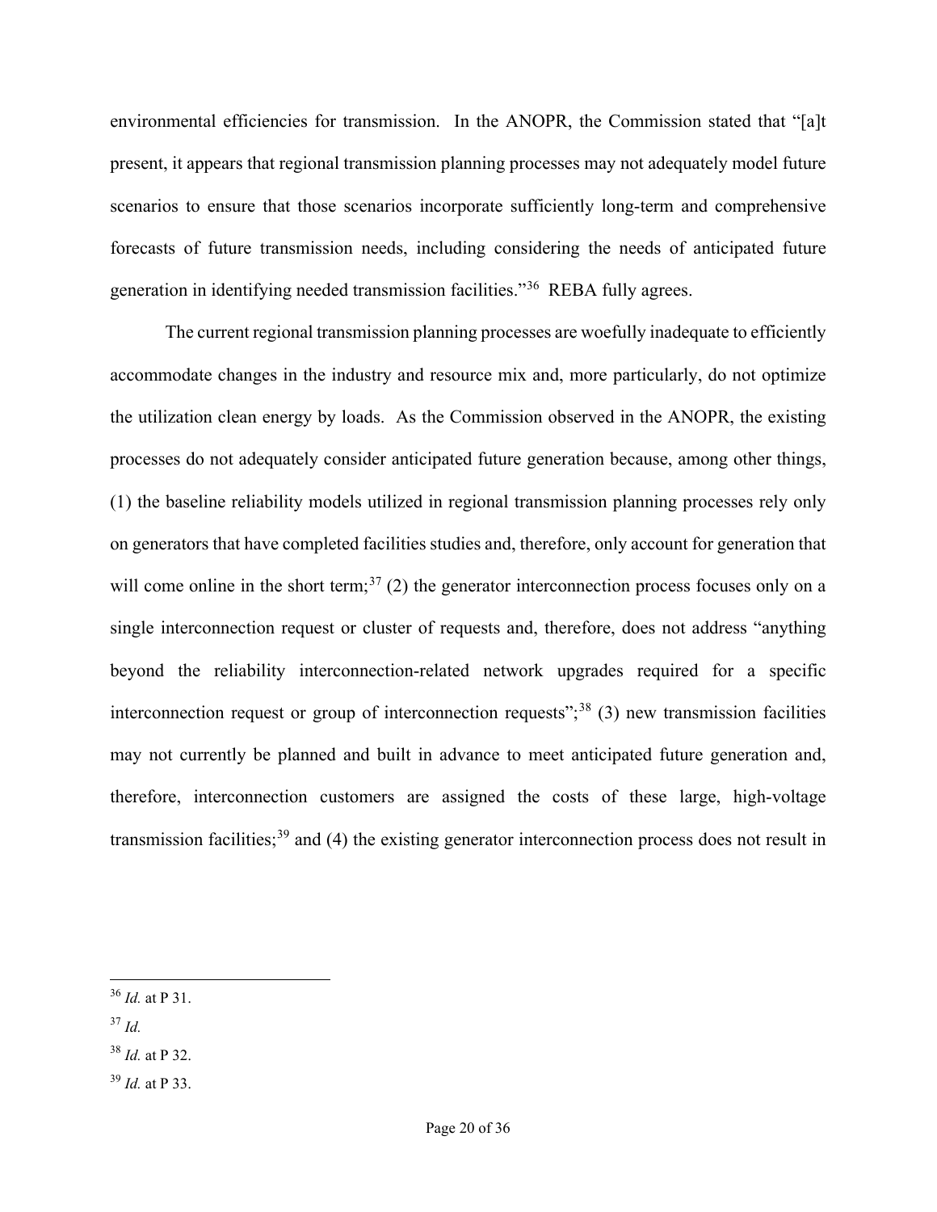environmental efficiencies for transmission. In the ANOPR, the Commission stated that "[a]t present, it appears that regional transmission planning processes may not adequately model future scenarios to ensure that those scenarios incorporate sufficiently long-term and comprehensive forecasts of future transmission needs, including considering the needs of anticipated future generation in identifying needed transmission facilities."[36] REBA fully agrees.

The current regional transmission planning processes are woefully inadequate to efficiently accommodate changes in the industry and resource mix and, more particularly, do not optimize the utilization clean energy by loads. As the Commission observed in the ANOPR, the existing processes do not adequately consider anticipated future generation because, among other things, (1) the baseline reliability models utilized in regional transmission planning processes rely only on generators that have completed facilities studies and, therefore, only account for generation that will come online in the short term;[37] (2) the generator interconnection process focuses only on a single interconnection request or cluster of requests and, therefore, does not address "anything beyond the reliability interconnection-related network upgrades required for a specific interconnection request or group of interconnection requests";[38] (3) new transmission facilities may not currently be planned and built in advance to meet anticipated future generation and, therefore, interconnection customers are assigned the costs of these large, high-voltage transmission facilities;[39] and (4) the existing generator interconnection process does not result in

---

[36] *Id.* at P 31.

[37] *Id.*

[38] *Id.* at P 32.

[39] *Id.* at P 33.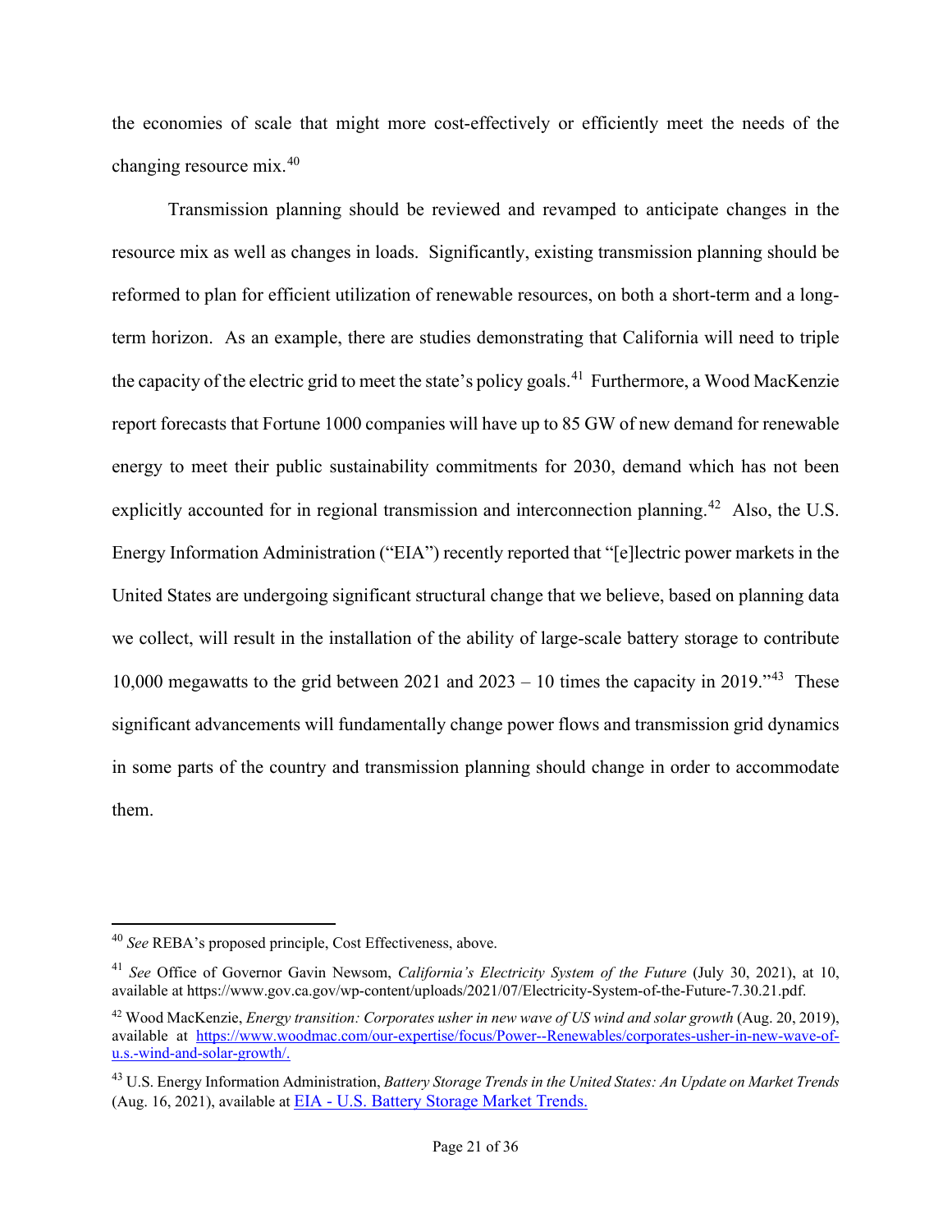the economies of scale that might more cost-effectively or efficiently meet the needs of the changing resource mix.[40]

Transmission planning should be reviewed and revamped to anticipate changes in the resource mix as well as changes in loads. Significantly, existing transmission planning should be reformed to plan for efficient utilization of renewable resources, on both a short-term and a long-term horizon. As an example, there are studies demonstrating that California will need to triple the capacity of the electric grid to meet the state's policy goals.[41] Furthermore, a Wood MacKenzie report forecasts that Fortune 1000 companies will have up to 85 GW of new demand for renewable energy to meet their public sustainability commitments for 2030, demand which has not been explicitly accounted for in regional transmission and interconnection planning.[42] Also, the U.S. Energy Information Administration ("EIA") recently reported that "[e]lectric power markets in the United States are undergoing significant structural change that we believe, based on planning data we collect, will result in the installation of the ability of large-scale battery storage to contribute 10,000 megawatts to the grid between 2021 and 2023 – 10 times the capacity in 2019."[43] These significant advancements will fundamentally change power flows and transmission grid dynamics in some parts of the country and transmission planning should change in order to accommodate them.

---

[40] *See* REBA's proposed principle, Cost Effectiveness, above.

[41] *See* Office of Governor Gavin Newsom, *California's Electricity System of the Future* (July 30, 2021), at 10, available at https://www.gov.ca.gov/wp-content/uploads/2021/07/Electricity-System-of-the-Future-7.30.21.pdf.

[42] Wood MacKenzie, *Energy transition: Corporates usher in new wave of US wind and solar growth* (Aug. 20, 2019), available at https://www.woodmac.com/our-expertise/focus/Power--Renewables/corporates-usher-in-new-wave-of-u.s.-wind-and-solar-growth/.

[43] U.S. Energy Information Administration, *Battery Storage Trends in the United States: An Update on Market Trends* (Aug. 16, 2021), available at EIA - U.S. Battery Storage Market Trends.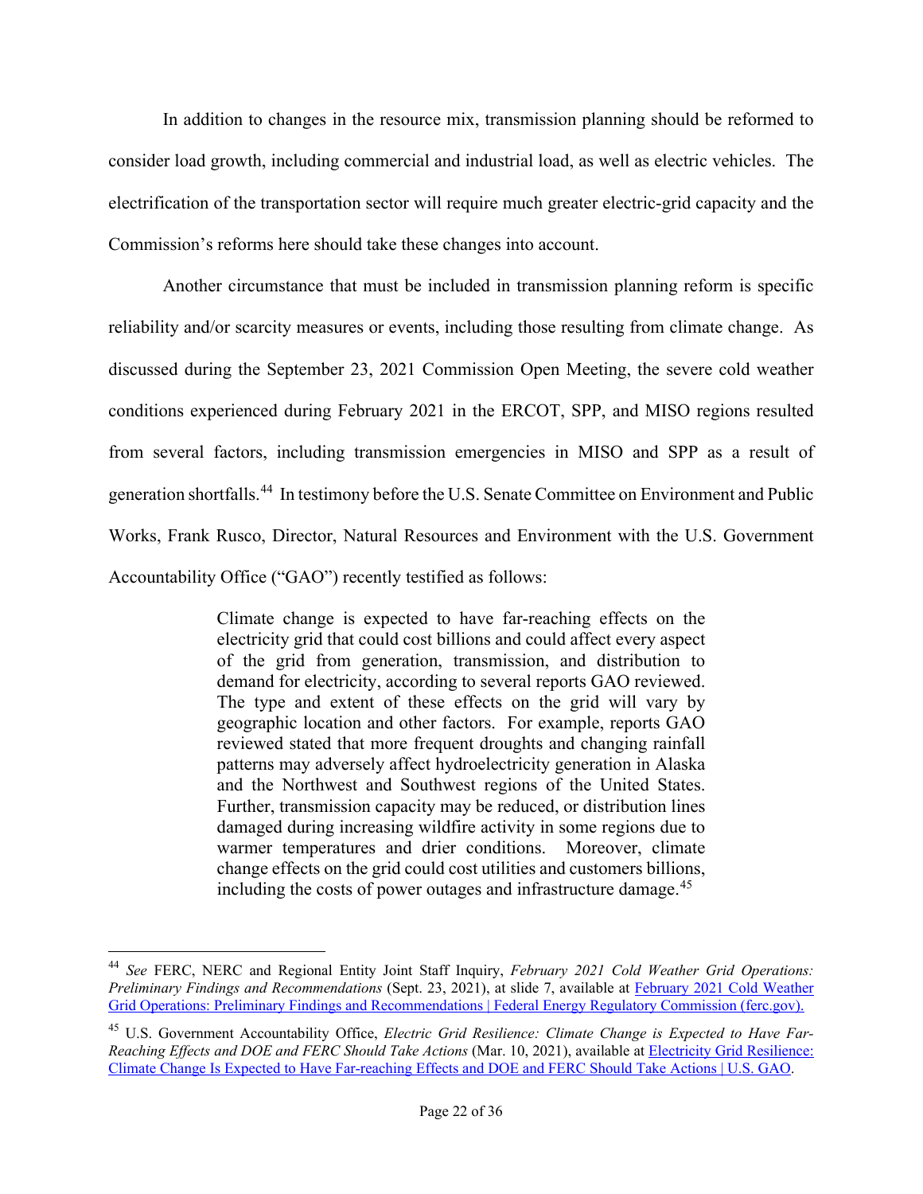In addition to changes in the resource mix, transmission planning should be reformed to consider load growth, including commercial and industrial load, as well as electric vehicles. The electrification of the transportation sector will require much greater electric-grid capacity and the Commission's reforms here should take these changes into account.

Another circumstance that must be included in transmission planning reform is specific reliability and/or scarcity measures or events, including those resulting from climate change. As discussed during the September 23, 2021 Commission Open Meeting, the severe cold weather conditions experienced during February 2021 in the ERCOT, SPP, and MISO regions resulted from several factors, including transmission emergencies in MISO and SPP as a result of generation shortfalls.[44] In testimony before the U.S. Senate Committee on Environment and Public Works, Frank Rusco, Director, Natural Resources and Environment with the U.S. Government Accountability Office ("GAO") recently testified as follows:

> Climate change is expected to have far-reaching effects on the electricity grid that could cost billions and could affect every aspect of the grid from generation, transmission, and distribution to demand for electricity, according to several reports GAO reviewed. The type and extent of these effects on the grid will vary by geographic location and other factors. For example, reports GAO reviewed stated that more frequent droughts and changing rainfall patterns may adversely affect hydroelectricity generation in Alaska and the Northwest and Southwest regions of the United States. Further, transmission capacity may be reduced, or distribution lines damaged during increasing wildfire activity in some regions due to warmer temperatures and drier conditions. Moreover, climate change effects on the grid could cost utilities and customers billions, including the costs of power outages and infrastructure damage.[45]

---

[44] *See* FERC, NERC and Regional Entity Joint Staff Inquiry, *February 2021 Cold Weather Grid Operations: Preliminary Findings and Recommendations* (Sept. 23, 2021), at slide 7, available at February 2021 Cold Weather Grid Operations: Preliminary Findings and Recommendations | Federal Energy Regulatory Commission (ferc.gov).

[45] U.S. Government Accountability Office, *Electric Grid Resilience: Climate Change is Expected to Have Far-Reaching Effects and DOE and FERC Should Take Actions* (Mar. 10, 2021), available at Electricity Grid Resilience: Climate Change Is Expected to Have Far-reaching Effects and DOE and FERC Should Take Actions | U.S. GAO.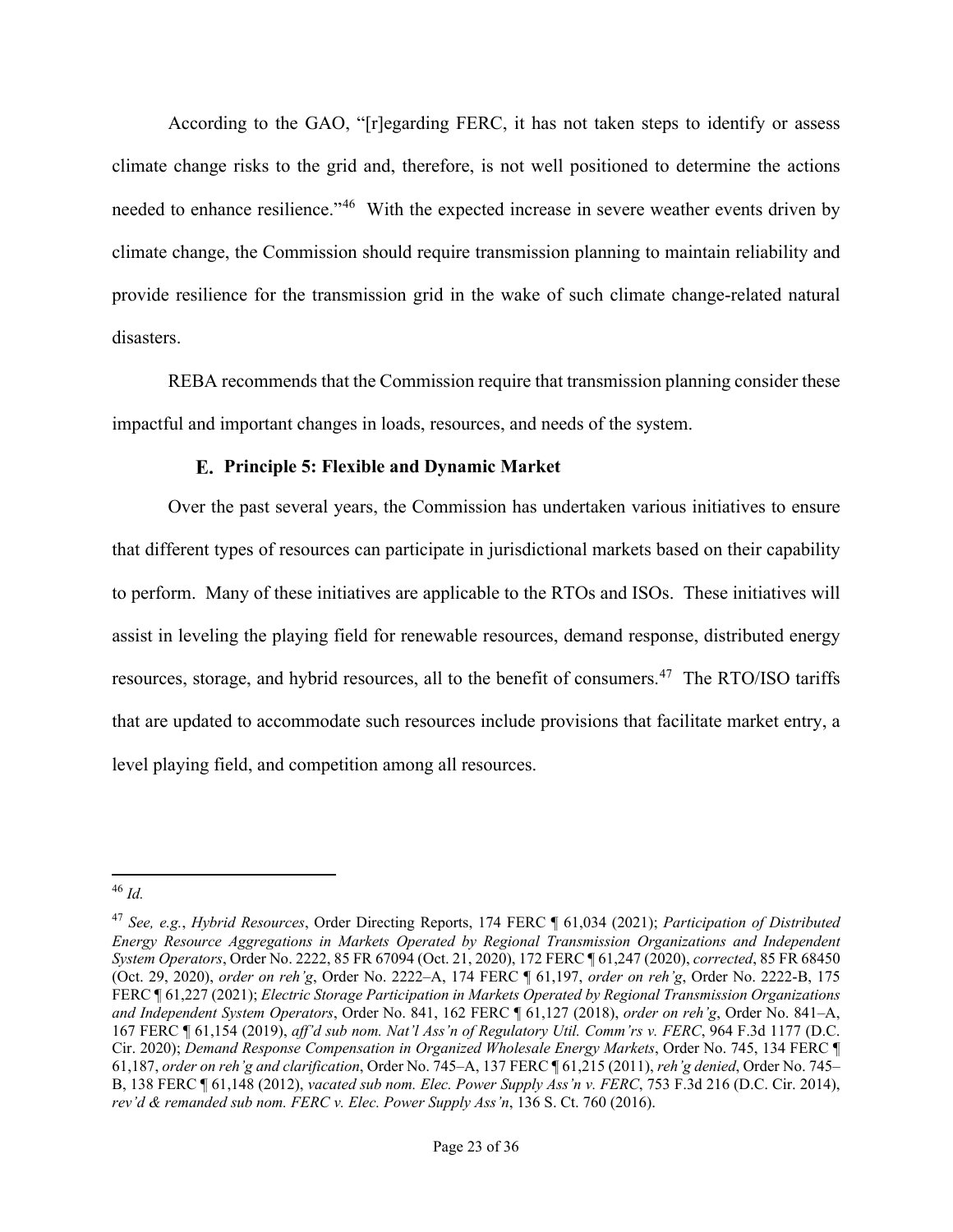According to the GAO, "[r]egarding FERC, it has not taken steps to identify or assess climate change risks to the grid and, therefore, is not well positioned to determine the actions needed to enhance resilience."[46] With the expected increase in severe weather events driven by climate change, the Commission should require transmission planning to maintain reliability and provide resilience for the transmission grid in the wake of such climate change-related natural disasters.

REBA recommends that the Commission require that transmission planning consider these impactful and important changes in loads, resources, and needs of the system.

### E. Principle 5: Flexible and Dynamic Market

Over the past several years, the Commission has undertaken various initiatives to ensure that different types of resources can participate in jurisdictional markets based on their capability to perform. Many of these initiatives are applicable to the RTOs and ISOs. These initiatives will assist in leveling the playing field for renewable resources, demand response, distributed energy resources, storage, and hybrid resources, all to the benefit of consumers.[47] The RTO/ISO tariffs that are updated to accommodate such resources include provisions that facilitate market entry, a level playing field, and competition among all resources.

---

[46] *Id.*

[47] *See, e.g.*, *Hybrid Resources*, Order Directing Reports, 174 FERC ¶ 61,034 (2021); *Participation of Distributed Energy Resource Aggregations in Markets Operated by Regional Transmission Organizations and Independent System Operators*, Order No. 2222, 85 FR 67094 (Oct. 21, 2020), 172 FERC ¶ 61,247 (2020), *corrected*, 85 FR 68450 (Oct. 29, 2020), *order on reh'g*, Order No. 2222–A, 174 FERC ¶ 61,197, *order on reh'g*, Order No. 2222-B, 175 FERC ¶ 61,227 (2021); *Electric Storage Participation in Markets Operated by Regional Transmission Organizations and Independent System Operators*, Order No. 841, 162 FERC ¶ 61,127 (2018), *order on reh'g*, Order No. 841–A, 167 FERC ¶ 61,154 (2019), *aff'd sub nom. Nat'l Ass'n of Regulatory Util. Comm'rs v. FERC*, 964 F.3d 1177 (D.C. Cir. 2020); *Demand Response Compensation in Organized Wholesale Energy Markets*, Order No. 745, 134 FERC ¶ 61,187, *order on reh'g and clarification*, Order No. 745–A, 137 FERC ¶ 61,215 (2011), *reh'g denied*, Order No. 745–B, 138 FERC ¶ 61,148 (2012), *vacated sub nom. Elec. Power Supply Ass'n v. FERC*, 753 F.3d 216 (D.C. Cir. 2014), *rev'd & remanded sub nom. FERC v. Elec. Power Supply Ass'n*, 136 S. Ct. 760 (2016).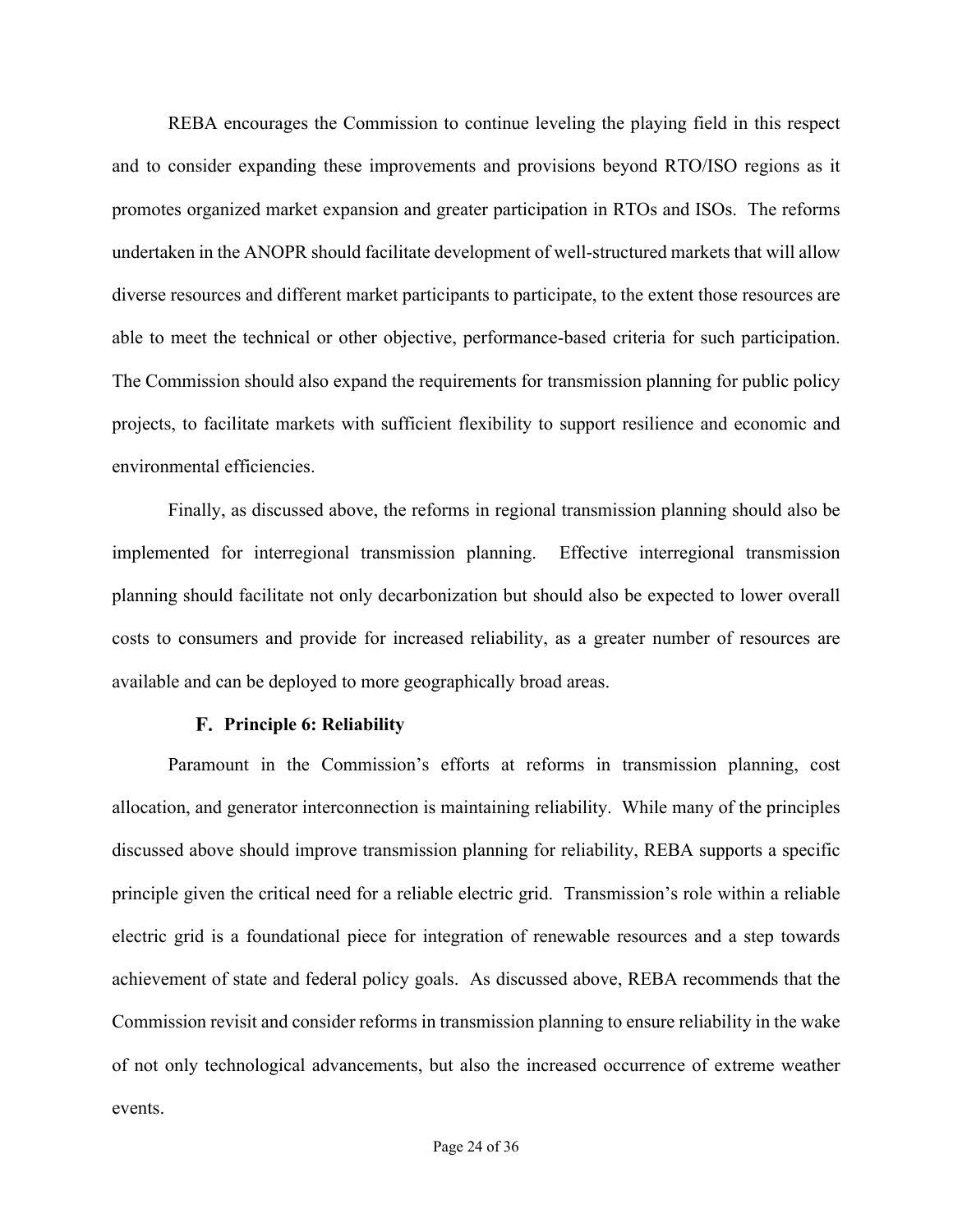REBA encourages the Commission to continue leveling the playing field in this respect and to consider expanding these improvements and provisions beyond RTO/ISO regions as it promotes organized market expansion and greater participation in RTOs and ISOs. The reforms undertaken in the ANOPR should facilitate development of well-structured markets that will allow diverse resources and different market participants to participate, to the extent those resources are able to meet the technical or other objective, performance-based criteria for such participation. The Commission should also expand the requirements for transmission planning for public policy projects, to facilitate markets with sufficient flexibility to support resilience and economic and environmental efficiencies.

Finally, as discussed above, the reforms in regional transmission planning should also be implemented for interregional transmission planning. Effective interregional transmission planning should facilitate not only decarbonization but should also be expected to lower overall costs to consumers and provide for increased reliability, as a greater number of resources are available and can be deployed to more geographically broad areas.

### F. Principle 6: Reliability

Paramount in the Commission's efforts at reforms in transmission planning, cost allocation, and generator interconnection is maintaining reliability. While many of the principles discussed above should improve transmission planning for reliability, REBA supports a specific principle given the critical need for a reliable electric grid. Transmission's role within a reliable electric grid is a foundational piece for integration of renewable resources and a step towards achievement of state and federal policy goals. As discussed above, REBA recommends that the Commission revisit and consider reforms in transmission planning to ensure reliability in the wake of not only technological advancements, but also the increased occurrence of extreme weather events.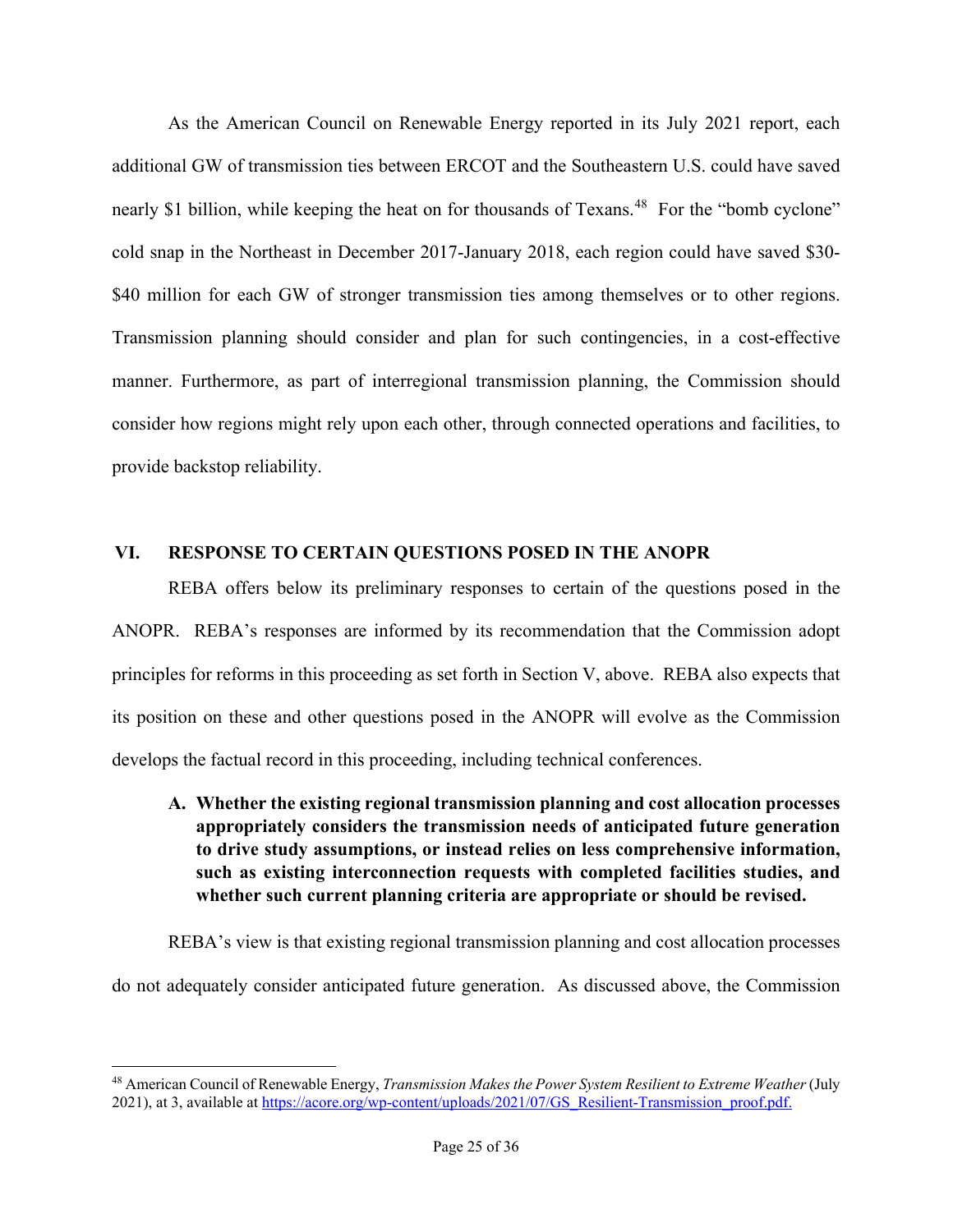As the American Council on Renewable Energy reported in its July 2021 report, each additional GW of transmission ties between ERCOT and the Southeastern U.S. could have saved nearly $1 billion, while keeping the heat on for thousands of Texans.[48] For the "bomb cyclone" cold snap in the Northeast in December 2017-January 2018, each region could have saved $30-$40 million for each GW of stronger transmission ties among themselves or to other regions. Transmission planning should consider and plan for such contingencies, in a cost-effective manner. Furthermore, as part of interregional transmission planning, the Commission should consider how regions might rely upon each other, through connected operations and facilities, to provide backstop reliability.

## VI. RESPONSE TO CERTAIN QUESTIONS POSED IN THE ANOPR

REBA offers below its preliminary responses to certain of the questions posed in the ANOPR. REBA's responses are informed by its recommendation that the Commission adopt principles for reforms in this proceeding as set forth in Section V, above. REBA also expects that its position on these and other questions posed in the ANOPR will evolve as the Commission develops the factual record in this proceeding, including technical conferences.

### A. Whether the existing regional transmission planning and cost allocation processes appropriately considers the transmission needs of anticipated future generation to drive study assumptions, or instead relies on less comprehensive information, such as existing interconnection requests with completed facilities studies, and whether such current planning criteria are appropriate or should be revised.

REBA's view is that existing regional transmission planning and cost allocation processes do not adequately consider anticipated future generation. As discussed above, the Commission

---

[48] American Council of Renewable Energy, *Transmission Makes the Power System Resilient to Extreme Weather* (July 2021), at 3, available at https://acore.org/wp-content/uploads/2021/07/GS_Resilient-Transmission_proof.pdf.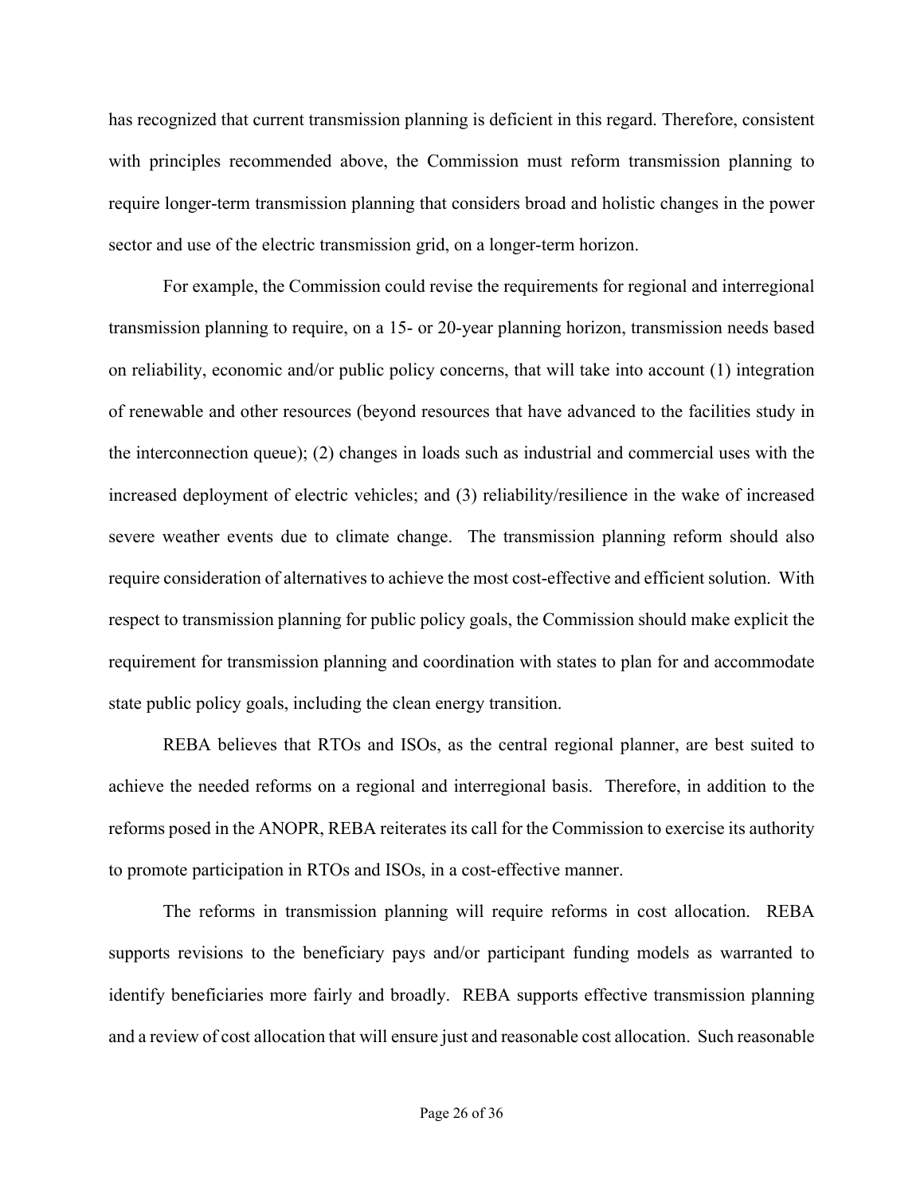has recognized that current transmission planning is deficient in this regard. Therefore, consistent with principles recommended above, the Commission must reform transmission planning to require longer-term transmission planning that considers broad and holistic changes in the power sector and use of the electric transmission grid, on a longer-term horizon.

For example, the Commission could revise the requirements for regional and interregional transmission planning to require, on a 15- or 20-year planning horizon, transmission needs based on reliability, economic and/or public policy concerns, that will take into account (1) integration of renewable and other resources (beyond resources that have advanced to the facilities study in the interconnection queue); (2) changes in loads such as industrial and commercial uses with the increased deployment of electric vehicles; and (3) reliability/resilience in the wake of increased severe weather events due to climate change. The transmission planning reform should also require consideration of alternatives to achieve the most cost-effective and efficient solution. With respect to transmission planning for public policy goals, the Commission should make explicit the requirement for transmission planning and coordination with states to plan for and accommodate state public policy goals, including the clean energy transition.

REBA believes that RTOs and ISOs, as the central regional planner, are best suited to achieve the needed reforms on a regional and interregional basis. Therefore, in addition to the reforms posed in the ANOPR, REBA reiterates its call for the Commission to exercise its authority to promote participation in RTOs and ISOs, in a cost-effective manner.

The reforms in transmission planning will require reforms in cost allocation. REBA supports revisions to the beneficiary pays and/or participant funding models as warranted to identify beneficiaries more fairly and broadly. REBA supports effective transmission planning and a review of cost allocation that will ensure just and reasonable cost allocation. Such reasonable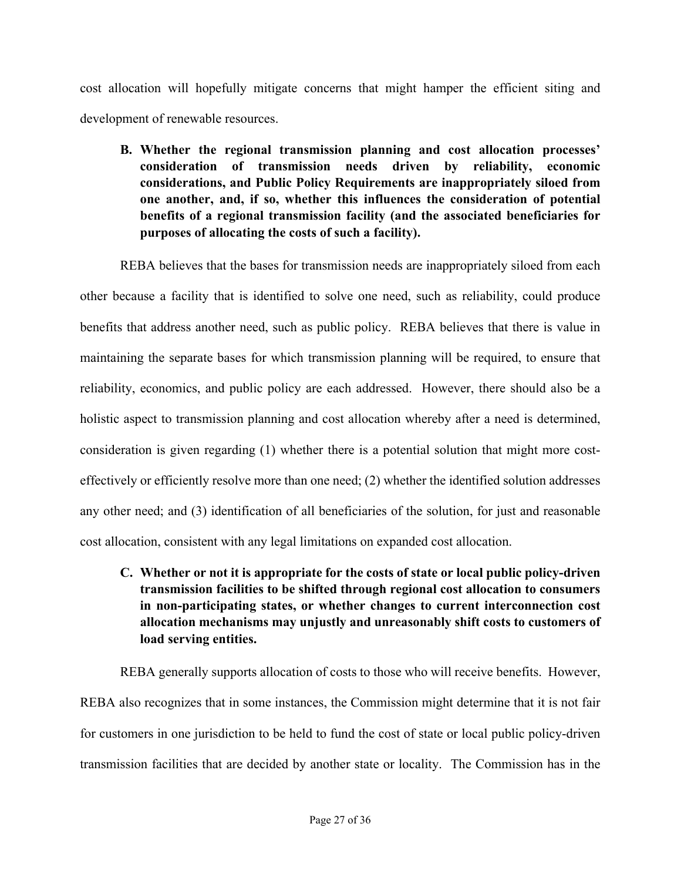cost allocation will hopefully mitigate concerns that might hamper the efficient siting and development of renewable resources.

**B. Whether the regional transmission planning and cost allocation processes' consideration of transmission needs driven by reliability, economic considerations, and Public Policy Requirements are inappropriately siloed from one another, and, if so, whether this influences the consideration of potential benefits of a regional transmission facility (and the associated beneficiaries for purposes of allocating the costs of such a facility).**

REBA believes that the bases for transmission needs are inappropriately siloed from each other because a facility that is identified to solve one need, such as reliability, could produce benefits that address another need, such as public policy. REBA believes that there is value in maintaining the separate bases for which transmission planning will be required, to ensure that reliability, economics, and public policy are each addressed. However, there should also be a holistic aspect to transmission planning and cost allocation whereby after a need is determined, consideration is given regarding (1) whether there is a potential solution that might more cost-effectively or efficiently resolve more than one need; (2) whether the identified solution addresses any other need; and (3) identification of all beneficiaries of the solution, for just and reasonable cost allocation, consistent with any legal limitations on expanded cost allocation.

**C. Whether or not it is appropriate for the costs of state or local public policy-driven transmission facilities to be shifted through regional cost allocation to consumers in non-participating states, or whether changes to current interconnection cost allocation mechanisms may unjustly and unreasonably shift costs to customers of load serving entities.**

REBA generally supports allocation of costs to those who will receive benefits. However, REBA also recognizes that in some instances, the Commission might determine that it is not fair for customers in one jurisdiction to be held to fund the cost of state or local public policy-driven transmission facilities that are decided by another state or locality. The Commission has in the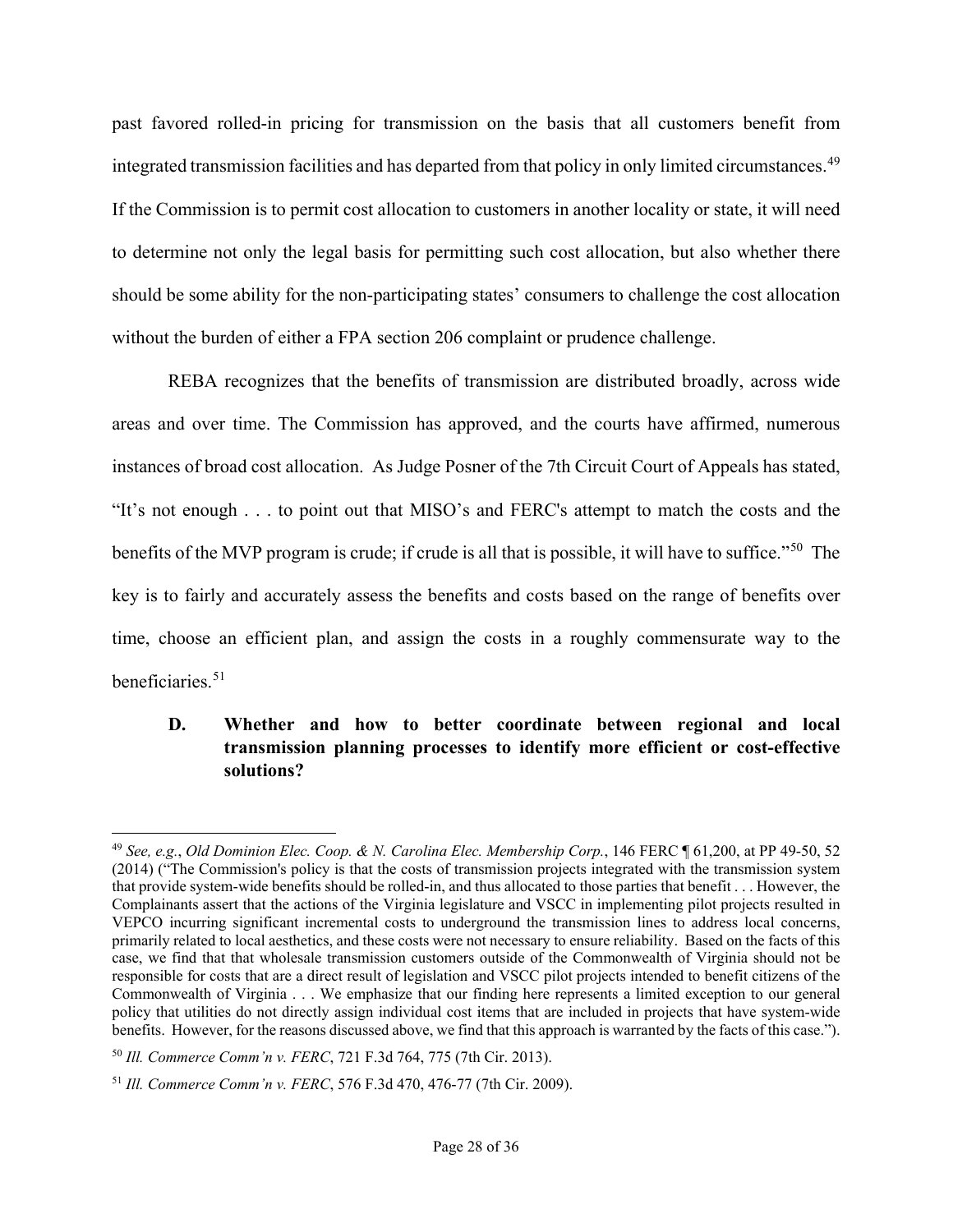past favored rolled-in pricing for transmission on the basis that all customers benefit from integrated transmission facilities and has departed from that policy in only limited circumstances.[49] If the Commission is to permit cost allocation to customers in another locality or state, it will need to determine not only the legal basis for permitting such cost allocation, but also whether there should be some ability for the non-participating states' consumers to challenge the cost allocation without the burden of either a FPA section 206 complaint or prudence challenge.

REBA recognizes that the benefits of transmission are distributed broadly, across wide areas and over time. The Commission has approved, and the courts have affirmed, numerous instances of broad cost allocation. As Judge Posner of the 7th Circuit Court of Appeals has stated, "It's not enough . . . to point out that MISO's and FERC's attempt to match the costs and the benefits of the MVP program is crude; if crude is all that is possible, it will have to suffice."[50] The key is to fairly and accurately assess the benefits and costs based on the range of benefits over time, choose an efficient plan, and assign the costs in a roughly commensurate way to the beneficiaries.[51]

### D. Whether and how to better coordinate between regional and local transmission planning processes to identify more efficient or cost-effective solutions?

---

[49] *See, e.g.*, *Old Dominion Elec. Coop. & N. Carolina Elec. Membership Corp.*, 146 FERC ¶ 61,200, at PP 49-50, 52 (2014) ("The Commission's policy is that the costs of transmission projects integrated with the transmission system that provide system-wide benefits should be rolled-in, and thus allocated to those parties that benefit . . . However, the Complainants assert that the actions of the Virginia legislature and VSCC in implementing pilot projects resulted in VEPCO incurring significant incremental costs to underground the transmission lines to address local concerns, primarily related to local aesthetics, and these costs were not necessary to ensure reliability. Based on the facts of this case, we find that that wholesale transmission customers outside of the Commonwealth of Virginia should not be responsible for costs that are a direct result of legislation and VSCC pilot projects intended to benefit citizens of the Commonwealth of Virginia . . . We emphasize that our finding here represents a limited exception to our general policy that utilities do not directly assign individual cost items that are included in projects that have system-wide benefits. However, for the reasons discussed above, we find that this approach is warranted by the facts of this case.").

[50] *Ill. Commerce Comm'n v. FERC*, 721 F.3d 764, 775 (7th Cir. 2013).

[51] *Ill. Commerce Comm'n v. FERC*, 576 F.3d 470, 476-77 (7th Cir. 2009).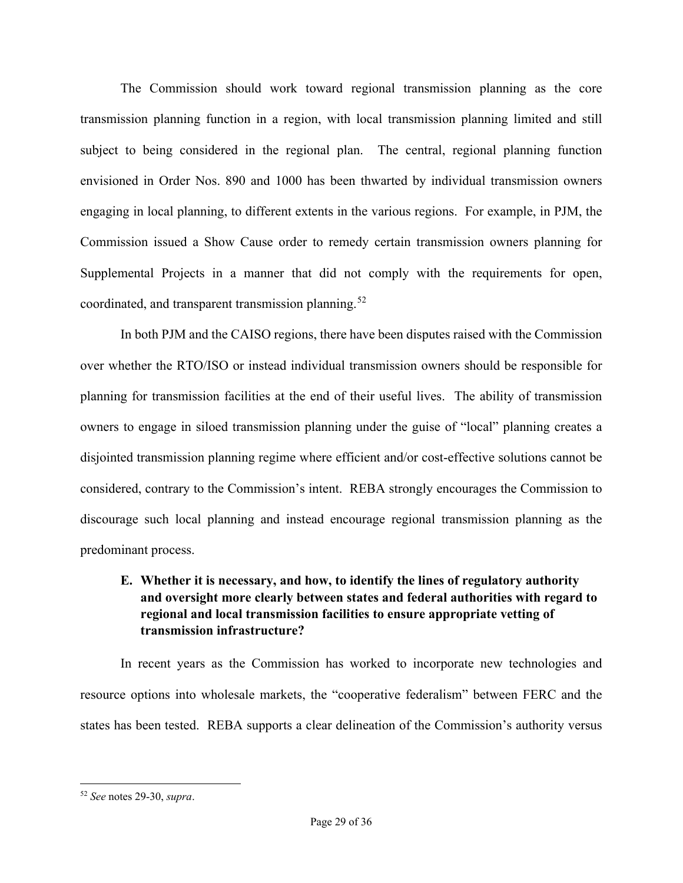The Commission should work toward regional transmission planning as the core transmission planning function in a region, with local transmission planning limited and still subject to being considered in the regional plan. The central, regional planning function envisioned in Order Nos. 890 and 1000 has been thwarted by individual transmission owners engaging in local planning, to different extents in the various regions. For example, in PJM, the Commission issued a Show Cause order to remedy certain transmission owners planning for Supplemental Projects in a manner that did not comply with the requirements for open, coordinated, and transparent transmission planning.[52]

In both PJM and the CAISO regions, there have been disputes raised with the Commission over whether the RTO/ISO or instead individual transmission owners should be responsible for planning for transmission facilities at the end of their useful lives. The ability of transmission owners to engage in siloed transmission planning under the guise of "local" planning creates a disjointed transmission planning regime where efficient and/or cost-effective solutions cannot be considered, contrary to the Commission's intent. REBA strongly encourages the Commission to discourage such local planning and instead encourage regional transmission planning as the predominant process.

### E. Whether it is necessary, and how, to identify the lines of regulatory authority and oversight more clearly between states and federal authorities with regard to regional and local transmission facilities to ensure appropriate vetting of transmission infrastructure?

In recent years as the Commission has worked to incorporate new technologies and resource options into wholesale markets, the "cooperative federalism" between FERC and the states has been tested. REBA supports a clear delineation of the Commission's authority versus

[52] *See* notes 29-30, *supra*.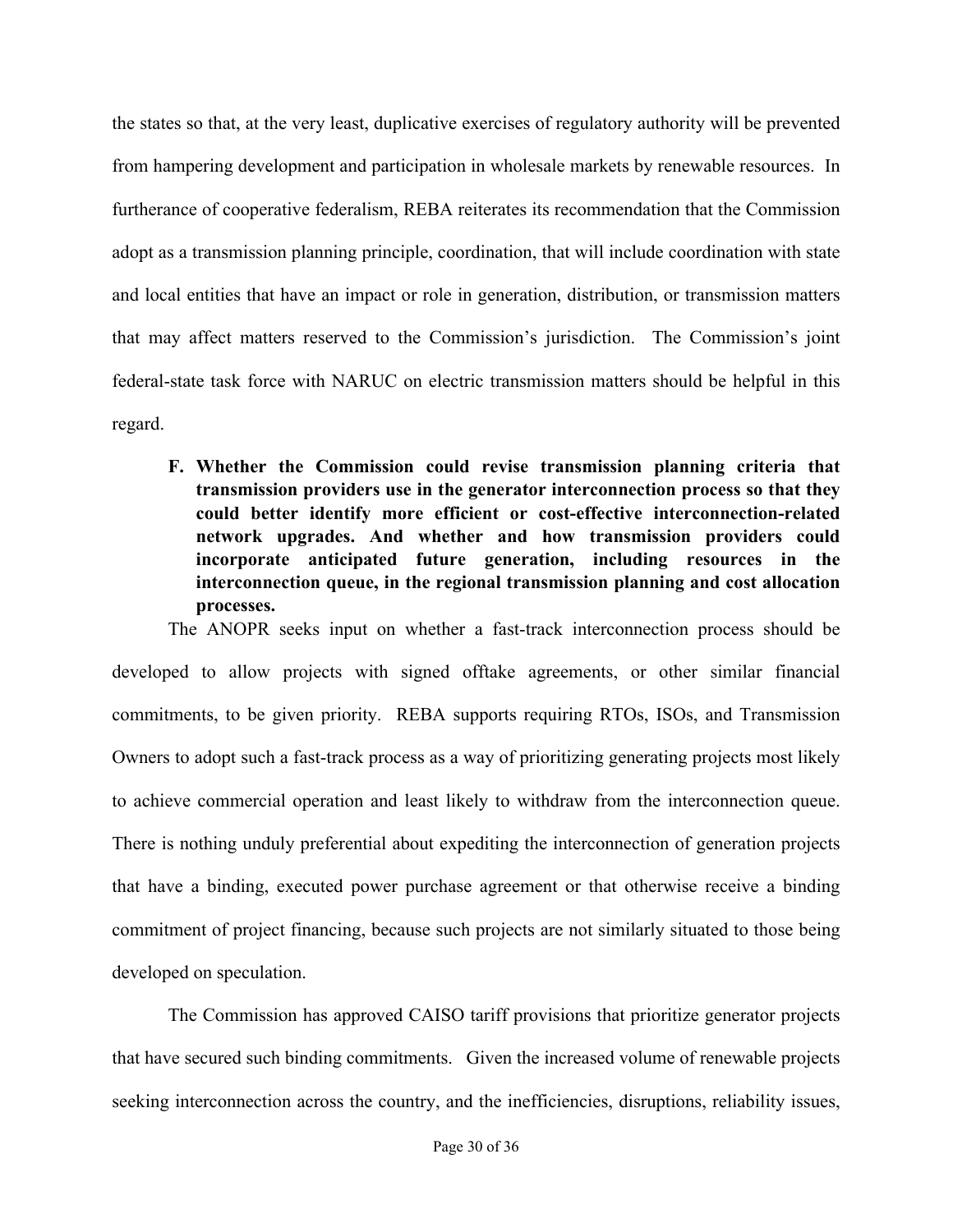the states so that, at the very least, duplicative exercises of regulatory authority will be prevented from hampering development and participation in wholesale markets by renewable resources. In furtherance of cooperative federalism, REBA reiterates its recommendation that the Commission adopt as a transmission planning principle, coordination, that will include coordination with state and local entities that have an impact or role in generation, distribution, or transmission matters that may affect matters reserved to the Commission's jurisdiction. The Commission's joint federal-state task force with NARUC on electric transmission matters should be helpful in this regard.

### F. Whether the Commission could revise transmission planning criteria that transmission providers use in the generator interconnection process so that they could better identify more efficient or cost-effective interconnection-related network upgrades. And whether and how transmission providers could incorporate anticipated future generation, including resources in the interconnection queue, in the regional transmission planning and cost allocation processes.

The ANOPR seeks input on whether a fast-track interconnection process should be developed to allow projects with signed offtake agreements, or other similar financial commitments, to be given priority. REBA supports requiring RTOs, ISOs, and Transmission Owners to adopt such a fast-track process as a way of prioritizing generating projects most likely to achieve commercial operation and least likely to withdraw from the interconnection queue. There is nothing unduly preferential about expediting the interconnection of generation projects that have a binding, executed power purchase agreement or that otherwise receive a binding commitment of project financing, because such projects are not similarly situated to those being developed on speculation.

The Commission has approved CAISO tariff provisions that prioritize generator projects that have secured such binding commitments. Given the increased volume of renewable projects seeking interconnection across the country, and the inefficiencies, disruptions, reliability issues,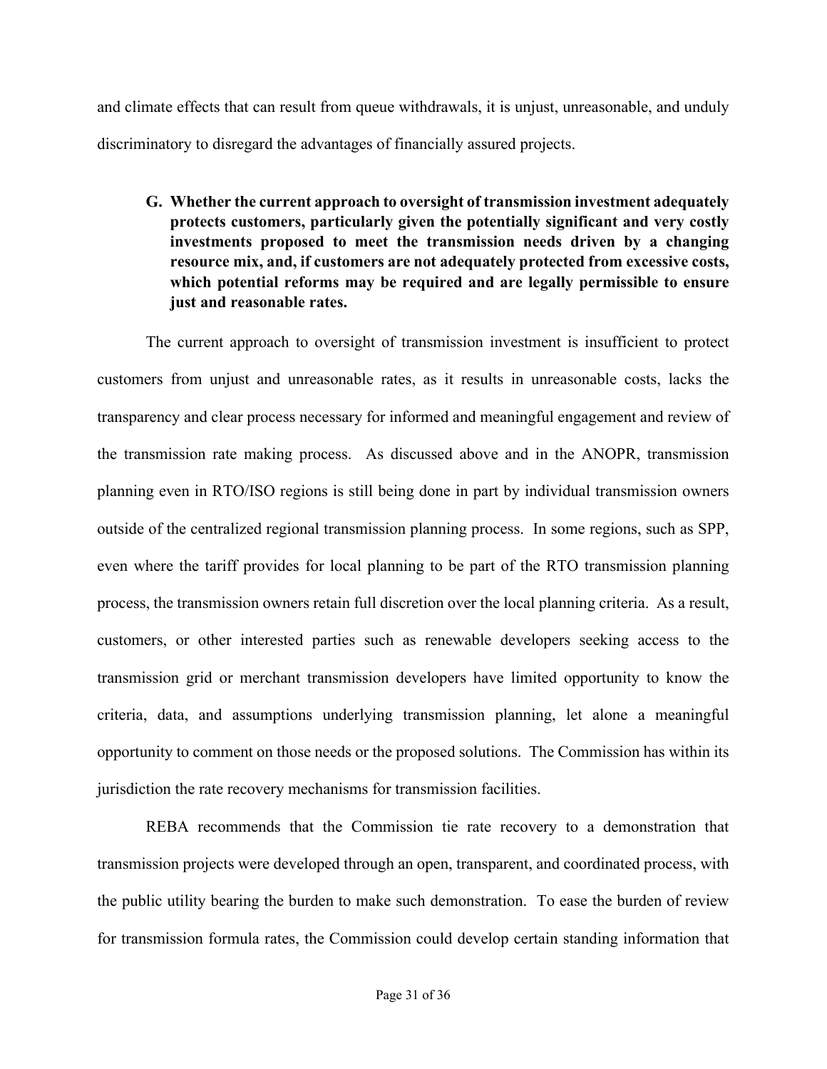and climate effects that can result from queue withdrawals, it is unjust, unreasonable, and unduly discriminatory to disregard the advantages of financially assured projects.

### G. Whether the current approach to oversight of transmission investment adequately protects customers, particularly given the potentially significant and very costly investments proposed to meet the transmission needs driven by a changing resource mix, and, if customers are not adequately protected from excessive costs, which potential reforms may be required and are legally permissible to ensure just and reasonable rates.

The current approach to oversight of transmission investment is insufficient to protect customers from unjust and unreasonable rates, as it results in unreasonable costs, lacks the transparency and clear process necessary for informed and meaningful engagement and review of the transmission rate making process. As discussed above and in the ANOPR, transmission planning even in RTO/ISO regions is still being done in part by individual transmission owners outside of the centralized regional transmission planning process. In some regions, such as SPP, even where the tariff provides for local planning to be part of the RTO transmission planning process, the transmission owners retain full discretion over the local planning criteria. As a result, customers, or other interested parties such as renewable developers seeking access to the transmission grid or merchant transmission developers have limited opportunity to know the criteria, data, and assumptions underlying transmission planning, let alone a meaningful opportunity to comment on those needs or the proposed solutions. The Commission has within its jurisdiction the rate recovery mechanisms for transmission facilities.

REBA recommends that the Commission tie rate recovery to a demonstration that transmission projects were developed through an open, transparent, and coordinated process, with the public utility bearing the burden to make such demonstration. To ease the burden of review for transmission formula rates, the Commission could develop certain standing information that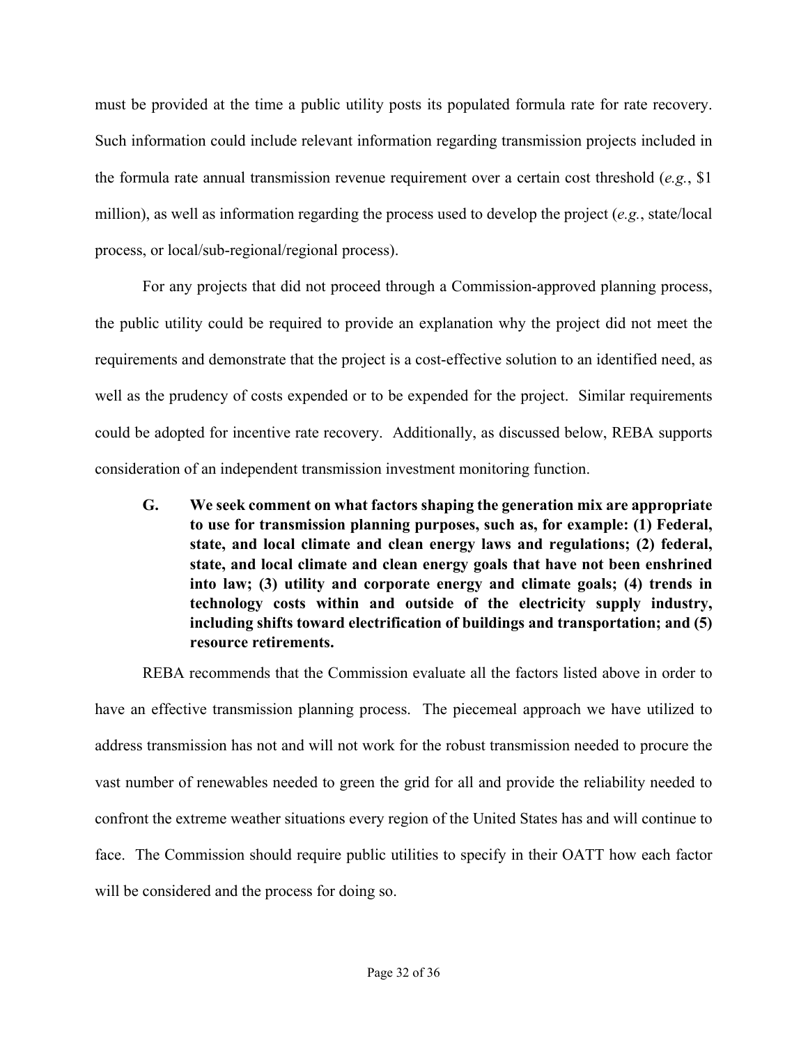must be provided at the time a public utility posts its populated formula rate for rate recovery. Such information could include relevant information regarding transmission projects included in the formula rate annual transmission revenue requirement over a certain cost threshold (*e.g.*, $1 million), as well as information regarding the process used to develop the project (*e.g.*, state/local process, or local/sub-regional/regional process).

For any projects that did not proceed through a Commission-approved planning process, the public utility could be required to provide an explanation why the project did not meet the requirements and demonstrate that the project is a cost-effective solution to an identified need, as well as the prudency of costs expended or to be expended for the project. Similar requirements could be adopted for incentive rate recovery. Additionally, as discussed below, REBA supports consideration of an independent transmission investment monitoring function.

**G. We seek comment on what factors shaping the generation mix are appropriate to use for transmission planning purposes, such as, for example: (1) Federal, state, and local climate and clean energy laws and regulations; (2) federal, state, and local climate and clean energy goals that have not been enshrined into law; (3) utility and corporate energy and climate goals; (4) trends in technology costs within and outside of the electricity supply industry, including shifts toward electrification of buildings and transportation; and (5) resource retirements.**

REBA recommends that the Commission evaluate all the factors listed above in order to have an effective transmission planning process. The piecemeal approach we have utilized to address transmission has not and will not work for the robust transmission needed to procure the vast number of renewables needed to green the grid for all and provide the reliability needed to confront the extreme weather situations every region of the United States has and will continue to face. The Commission should require public utilities to specify in their OATT how each factor will be considered and the process for doing so.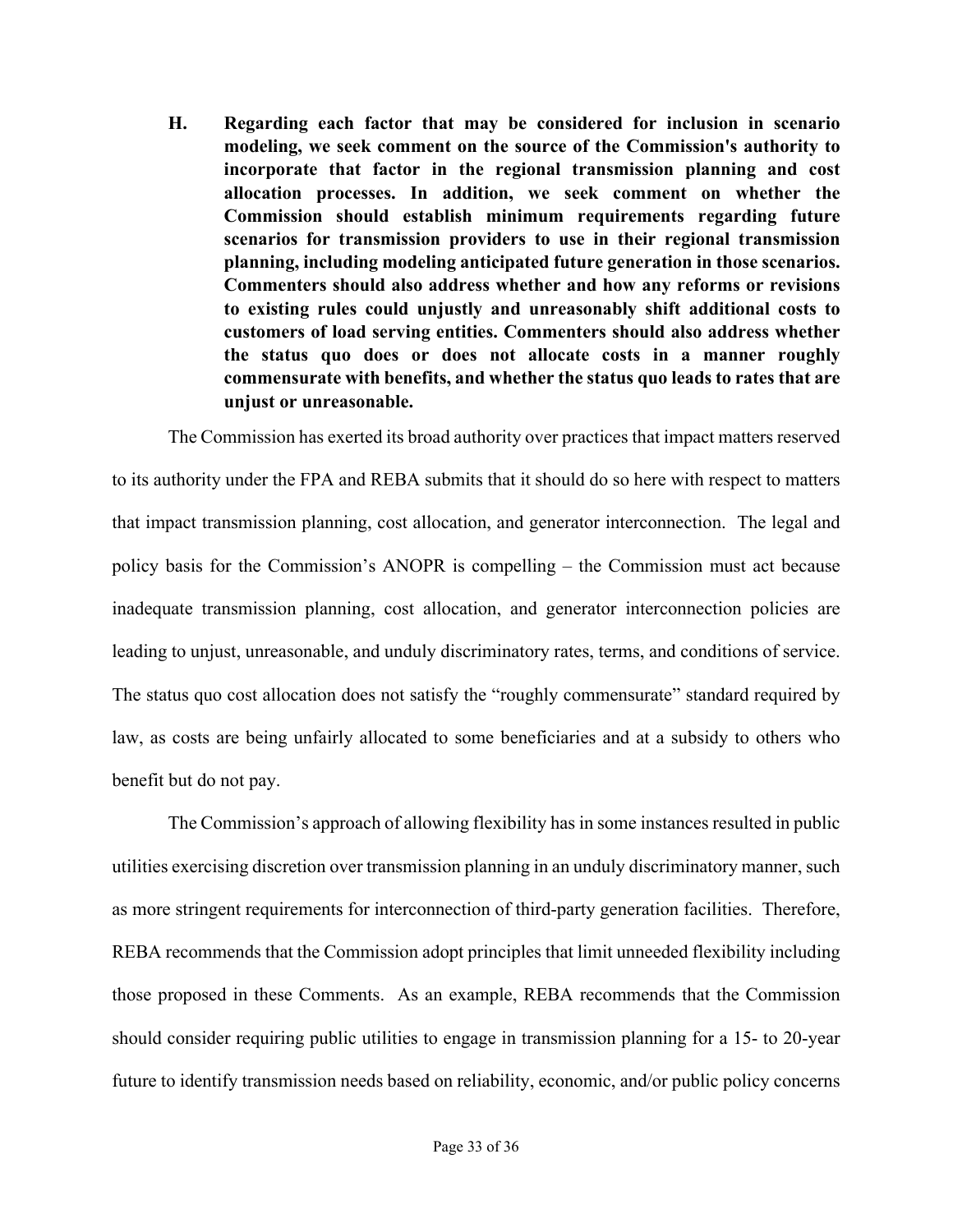**H. Regarding each factor that may be considered for inclusion in scenario modeling, we seek comment on the source of the Commission's authority to incorporate that factor in the regional transmission planning and cost allocation processes. In addition, we seek comment on whether the Commission should establish minimum requirements regarding future scenarios for transmission providers to use in their regional transmission planning, including modeling anticipated future generation in those scenarios. Commenters should also address whether and how any reforms or revisions to existing rules could unjustly and unreasonably shift additional costs to customers of load serving entities. Commenters should also address whether the status quo does or does not allocate costs in a manner roughly commensurate with benefits, and whether the status quo leads to rates that are unjust or unreasonable.**

The Commission has exerted its broad authority over practices that impact matters reserved to its authority under the FPA and REBA submits that it should do so here with respect to matters that impact transmission planning, cost allocation, and generator interconnection. The legal and policy basis for the Commission's ANOPR is compelling – the Commission must act because inadequate transmission planning, cost allocation, and generator interconnection policies are leading to unjust, unreasonable, and unduly discriminatory rates, terms, and conditions of service. The status quo cost allocation does not satisfy the "roughly commensurate" standard required by law, as costs are being unfairly allocated to some beneficiaries and at a subsidy to others who benefit but do not pay.

The Commission's approach of allowing flexibility has in some instances resulted in public utilities exercising discretion over transmission planning in an unduly discriminatory manner, such as more stringent requirements for interconnection of third-party generation facilities. Therefore, REBA recommends that the Commission adopt principles that limit unneeded flexibility including those proposed in these Comments. As an example, REBA recommends that the Commission should consider requiring public utilities to engage in transmission planning for a 15- to 20-year future to identify transmission needs based on reliability, economic, and/or public policy concerns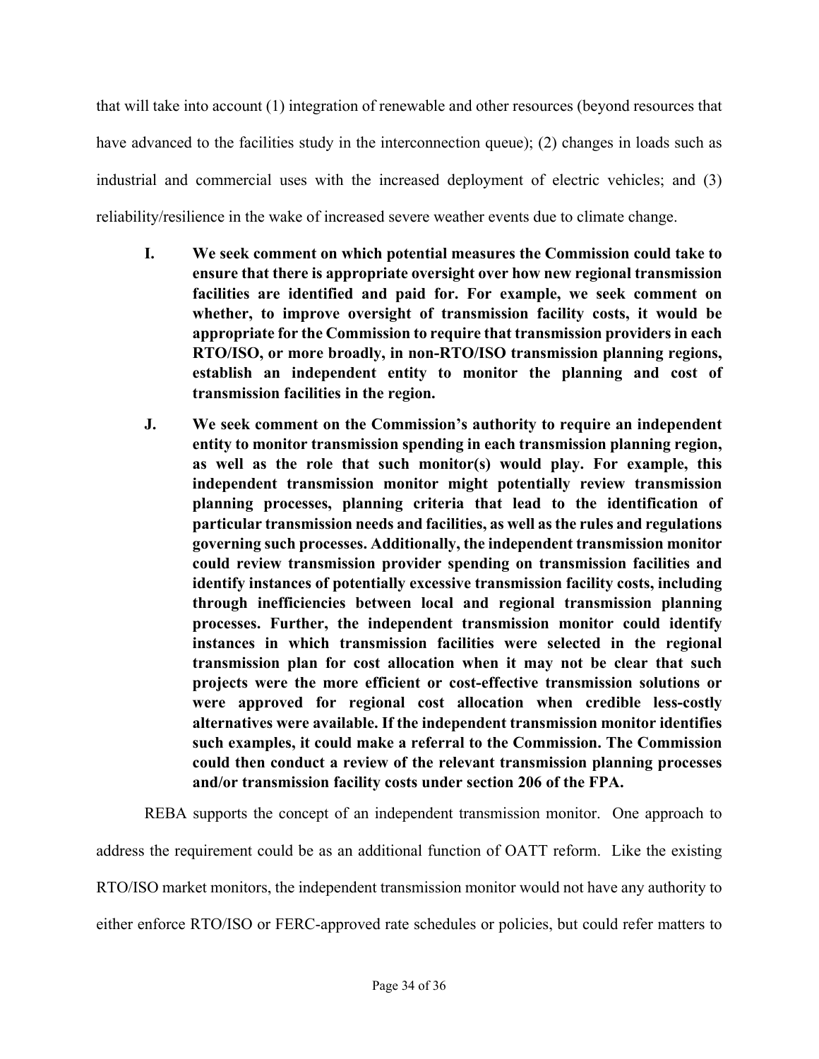that will take into account (1) integration of renewable and other resources (beyond resources that have advanced to the facilities study in the interconnection queue); (2) changes in loads such as industrial and commercial uses with the increased deployment of electric vehicles; and (3) reliability/resilience in the wake of increased severe weather events due to climate change.

> **I. We seek comment on which potential measures the Commission could take to ensure that there is appropriate oversight over how new regional transmission facilities are identified and paid for. For example, we seek comment on whether, to improve oversight of transmission facility costs, it would be appropriate for the Commission to require that transmission providers in each RTO/ISO, or more broadly, in non-RTO/ISO transmission planning regions, establish an independent entity to monitor the planning and cost of transmission facilities in the region.**
>
> **J. We seek comment on the Commission's authority to require an independent entity to monitor transmission spending in each transmission planning region, as well as the role that such monitor(s) would play. For example, this independent transmission monitor might potentially review transmission planning processes, planning criteria that lead to the identification of particular transmission needs and facilities, as well as the rules and regulations governing such processes. Additionally, the independent transmission monitor could review transmission provider spending on transmission facilities and identify instances of potentially excessive transmission facility costs, including through inefficiencies between local and regional transmission planning processes. Further, the independent transmission monitor could identify instances in which transmission facilities were selected in the regional transmission plan for cost allocation when it may not be clear that such projects were the more efficient or cost-effective transmission solutions or were approved for regional cost allocation when credible less-costly alternatives were available. If the independent transmission monitor identifies such examples, it could make a referral to the Commission. The Commission could then conduct a review of the relevant transmission planning processes and/or transmission facility costs under section 206 of the FPA.**

REBA supports the concept of an independent transmission monitor. One approach to address the requirement could be as an additional function of OATT reform. Like the existing RTO/ISO market monitors, the independent transmission monitor would not have any authority to either enforce RTO/ISO or FERC-approved rate schedules or policies, but could refer matters to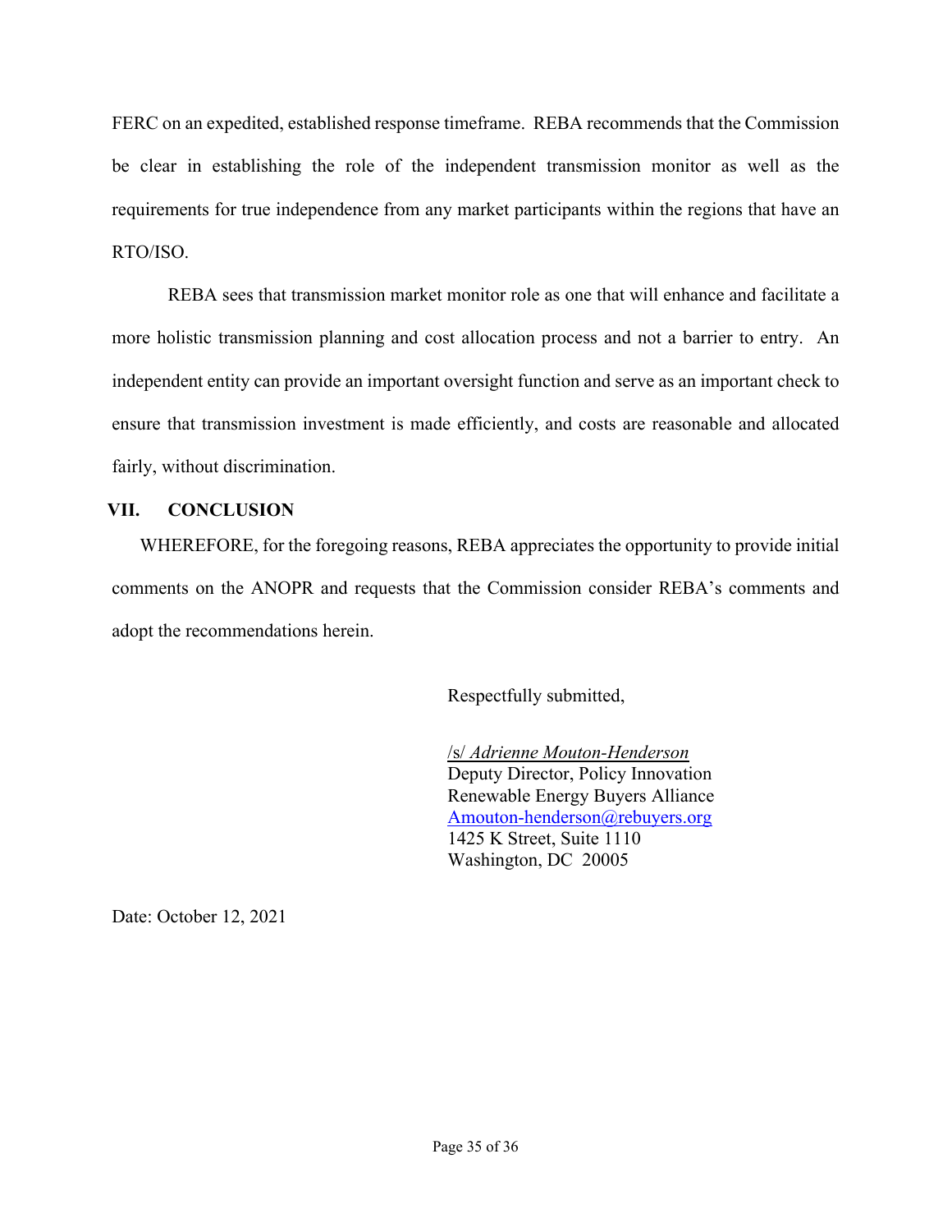FERC on an expedited, established response timeframe. REBA recommends that the Commission be clear in establishing the role of the independent transmission monitor as well as the requirements for true independence from any market participants within the regions that have an RTO/ISO.

REBA sees that transmission market monitor role as one that will enhance and facilitate a more holistic transmission planning and cost allocation process and not a barrier to entry. An independent entity can provide an important oversight function and serve as an important check to ensure that transmission investment is made efficiently, and costs are reasonable and allocated fairly, without discrimination.

## VII. CONCLUSION

WHEREFORE, for the foregoing reasons, REBA appreciates the opportunity to provide initial comments on the ANOPR and requests that the Commission consider REBA's comments and adopt the recommendations herein.

Respectfully submitted,

/s/ *Adrienne Mouton-Henderson*
Deputy Director, Policy Innovation
Renewable Energy Buyers Alliance
Amouton-henderson@rebuyers.org
1425 K Street, Suite 1110
Washington, DC 20005

Date: October 12, 2021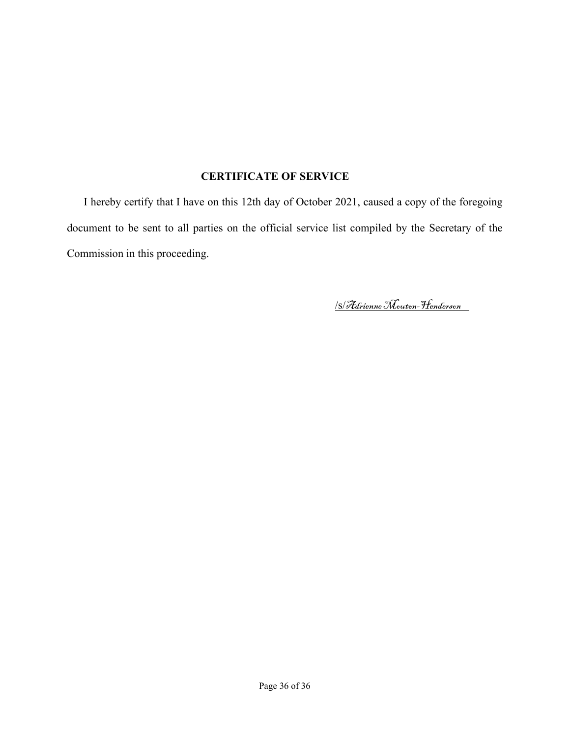## CERTIFICATE OF SERVICE

I hereby certify that I have on this 12th day of October 2021, caused a copy of the foregoing document to be sent to all parties on the official service list compiled by the Secretary of the Commission in this proceeding.

/s/*Adrienne Mouton-Henderson*